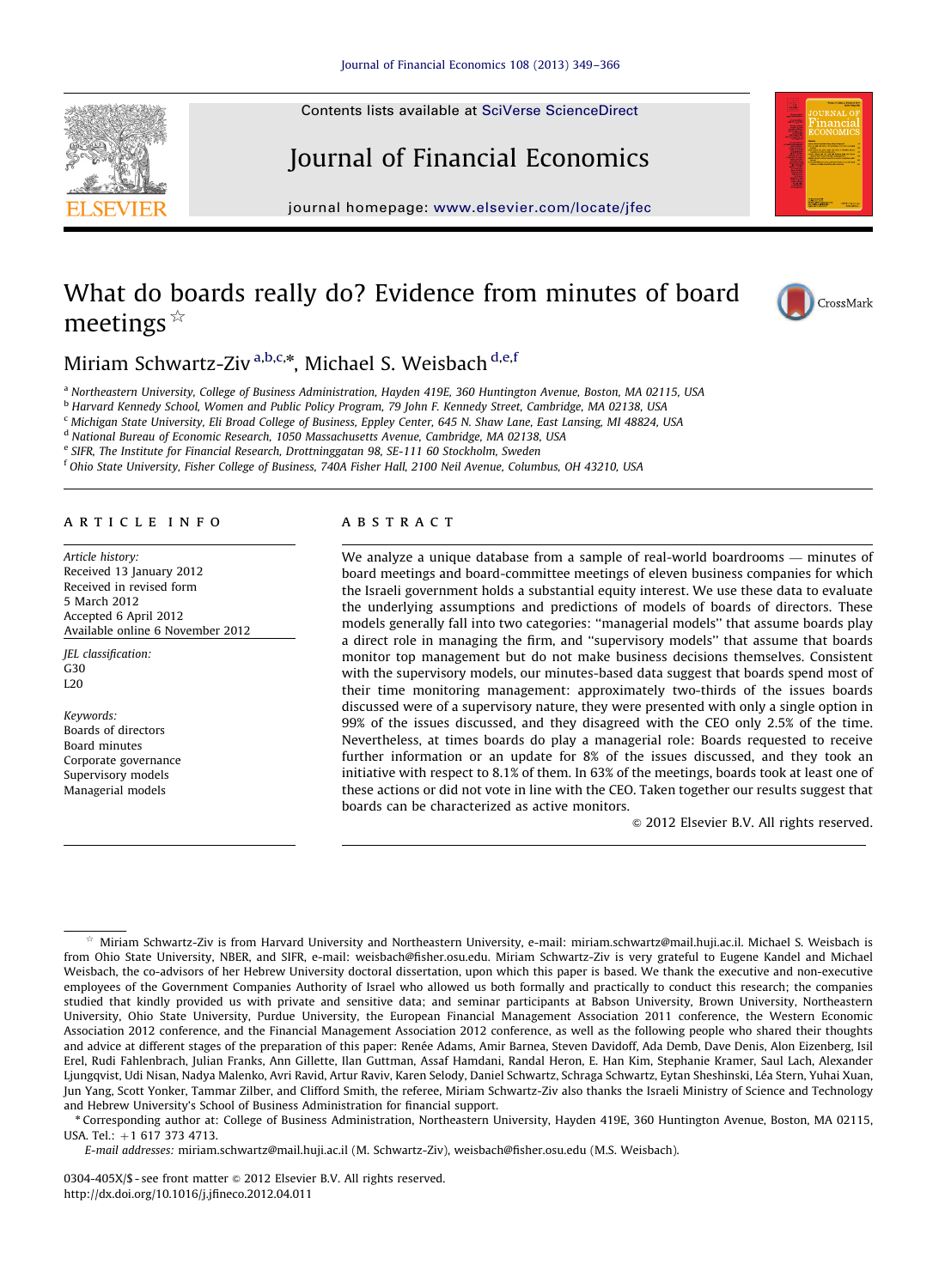# What do boards really do? Evidence from minutes of board meetings ☆

Miriam Schwartz-Ziv [a,b,c,*], Michael S. Weisbach [d,e,f]

[a] Northeastern University, College of Business Administration, Hayden 419E, 360 Huntington Avenue, Boston, MA 02115, USA
[b] Harvard Kennedy School, Women and Public Policy Program, 79 John F. Kennedy Street, Cambridge, MA 02138, USA
[c] Michigan State University, Eli Broad College of Business, Eppley Center, 645 N. Shaw Lane, East Lansing, MI 48824, USA
[d] National Bureau of Economic Research, 1050 Massachusetts Avenue, Cambridge, MA 02138, USA
[e] SIFR, The Institute for Financial Research, Drottninggatan 98, SE-111 60 Stockholm, Sweden
[f] Ohio State University, Fisher College of Business, 740A Fisher Hall, 2100 Neil Avenue, Columbus, OH 43210, USA

## ARTICLE INFO

*Article history:*
Received 13 January 2012
Received in revised form 5 March 2012
Accepted 6 April 2012
Available online 6 November 2012

*JEL classification:*
G30
L20

*Keywords:*
Boards of directors
Board minutes
Corporate governance
Supervisory models
Managerial models

## ABSTRACT

We analyze a unique database from a sample of real-world boardrooms — minutes of board meetings and board-committee meetings of eleven business companies for which the Israeli government holds a substantial equity interest. We use these data to evaluate the underlying assumptions and predictions of models of boards of directors. These models generally fall into two categories: ''managerial models'' that assume boards play a direct role in managing the firm, and ''supervisory models'' that assume that boards monitor top management but do not make business decisions themselves. Consistent with the supervisory models, our minutes-based data suggest that boards spend most of their time monitoring management: approximately two-thirds of the issues boards discussed were of a supervisory nature, they were presented with only a single option in 99% of the issues discussed, and they disagreed with the CEO only 2.5% of the time. Nevertheless, at times boards do play a managerial role: Boards requested to receive further information or an update for 8% of the issues discussed, and they took an initiative with respect to 8.1% of them. In 63% of the meetings, boards took at least one of these actions or did not vote in line with the CEO. Taken together our results suggest that boards can be characterized as active monitors.

© 2012 Elsevier B.V. All rights reserved.

---

☆ Miriam Schwartz-Ziv is from Harvard University and Northeastern University, e-mail: miriam.schwartz@mail.huji.ac.il. Michael S. Weisbach is from Ohio State University, NBER, and SIFR, e-mail: weisbach@fisher.osu.edu. Miriam Schwartz-Ziv is very grateful to Eugene Kandel and Michael Weisbach, the co-advisors of her Hebrew University doctoral dissertation, upon which this paper is based. We thank the executive and non-executive employees of the Government Companies Authority of Israel who allowed us both formally and practically to conduct this research; the companies studied that kindly provided us with private and sensitive data; and seminar participants at Babson University, Brown University, Northeastern University, Ohio State University, Purdue University, the European Financial Management Association 2011 conference, the Western Economic Association 2012 conference, and the Financial Management Association 2012 conference, as well as the following people who shared their thoughts and advice at different stages of the preparation of this paper: Renée Adams, Amir Barnea, Steven Davidoff, Ada Demb, Dave Denis, Alon Eizenberg, Isil Erel, Rudi Fahlenbrach, Julian Franks, Ann Gillette, Ilan Guttman, Assaf Hamdani, Randal Heron, E. Han Kim, Stephanie Kramer, Saul Lach, Alexander Ljungqvist, Udi Nisan, Nadya Malenko, Avri Ravid, Artur Raviv, Karen Selody, Daniel Schwartz, Schraga Schwartz, Eytan Sheshinski, Léa Stern, Yuhai Xuan, Jun Yang, Scott Yonker, Tammar Zilber, and Clifford Smith, the referee. Miriam Schwartz-Ziv also thanks the Israeli Ministry of Science and Technology and Hebrew University's School of Business Administration for financial support.

\* Corresponding author at: College of Business Administration, Northeastern University, Hayden 419E, 360 Huntington Avenue, Boston, MA 02115, USA. Tel.: +1 617 373 4713.

*E-mail addresses:* miriam.schwartz@mail.huji.ac.il (M. Schwartz-Ziv), weisbach@fisher.osu.edu (M.S. Weisbach).

0304-405X/$ - see front matter © 2012 Elsevier B.V. All rights reserved.
http://dx.doi.org/10.1016/j.jfineco.2012.04.011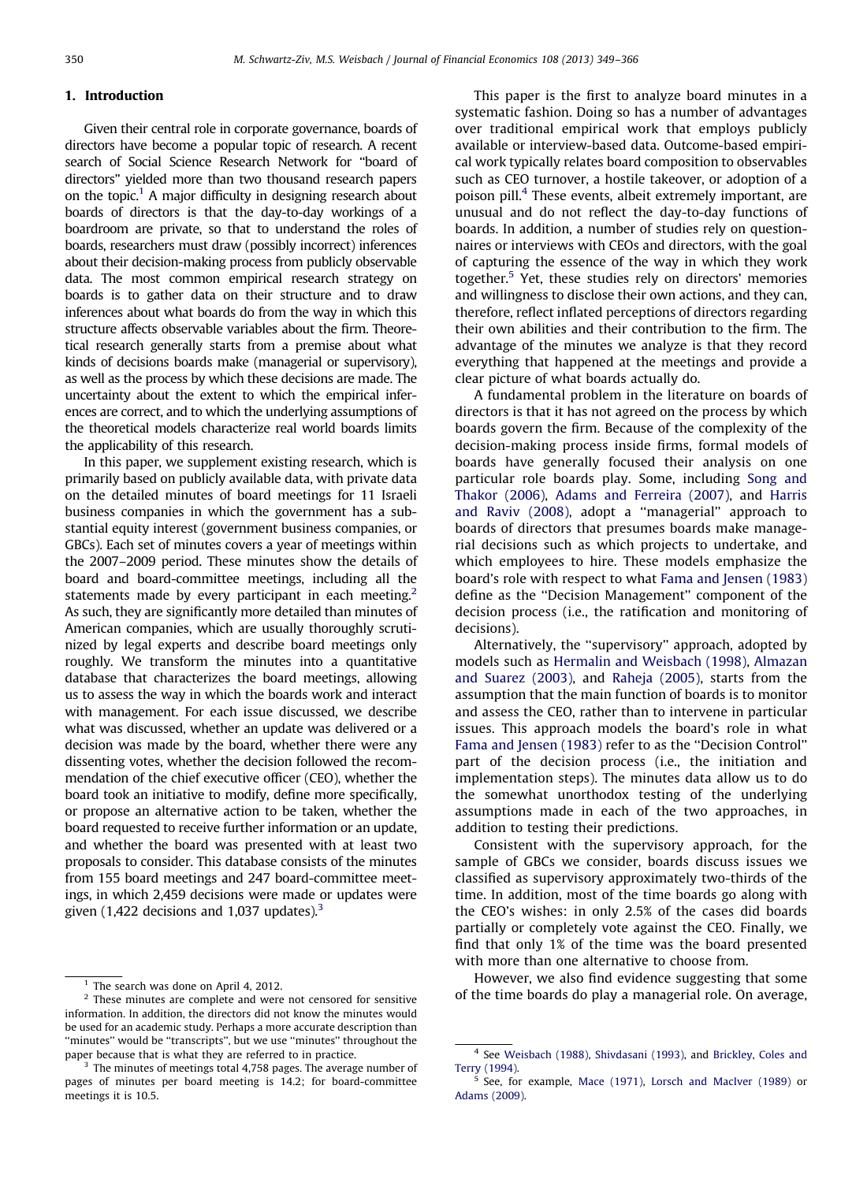## 1. Introduction

Given their central role in corporate governance, boards of directors have become a popular topic of research. A recent search of Social Science Research Network for "board of directors" yielded more than two thousand research papers on the topic.[1] A major difficulty in designing research about boards of directors is that the day-to-day workings of a boardroom are private, so that to understand the roles of boards, researchers must draw (possibly incorrect) inferences about their decision-making process from publicly observable data. The most common empirical research strategy on boards is to gather data on their structure and to draw inferences about what boards do from the way in which this structure affects observable variables about the firm. Theoretical research generally starts from a premise about what kinds of decisions boards make (managerial or supervisory), as well as the process by which these decisions are made. The uncertainty about the extent to which the empirical inferences are correct, and to which the underlying assumptions of the theoretical models characterize real world boards limits the applicability of this research.

In this paper, we supplement existing research, which is primarily based on publicly available data, with private data on the detailed minutes of board meetings for 11 Israeli business companies in which the government has a substantial equity interest (government business companies, or GBCs). Each set of minutes covers a year of meetings within the 2007–2009 period. These minutes show the details of board and board-committee meetings, including all the statements made by every participant in each meeting.[2] As such, they are significantly more detailed than minutes of American companies, which are usually thoroughly scrutinized by legal experts and describe board meetings only roughly. We transform the minutes into a quantitative database that characterizes the board meetings, allowing us to assess the way in which the boards work and interact with management. For each issue discussed, we describe what was discussed, whether an update was delivered or a decision was made by the board, whether there were any dissenting votes, whether the decision followed the recommendation of the chief executive officer (CEO), whether the board took an initiative to modify, define more specifically, or propose an alternative action to be taken, whether the board requested to receive further information or an update, and whether the board was presented with at least two proposals to consider. This database consists of the minutes from 155 board meetings and 247 board-committee meetings, in which 2,459 decisions were made or updates were given (1,422 decisions and 1,037 updates).[3]

This paper is the first to analyze board minutes in a systematic fashion. Doing so has a number of advantages over traditional empirical work that employs publicly available or interview-based data. Outcome-based empirical work typically relates board composition to observables such as CEO turnover, a hostile takeover, or adoption of a poison pill.[4] These events, albeit extremely important, are unusual and do not reflect the day-to-day functions of boards. In addition, a number of studies rely on questionnaires or interviews with CEOs and directors, with the goal of capturing the essence of the way in which they work together.[5] Yet, these studies rely on directors' memories and willingness to disclose their own actions, and they can, therefore, reflect inflated perceptions of directors regarding their own abilities and their contribution to the firm. The advantage of the minutes we analyze is that they record everything that happened at the meetings and provide a clear picture of what boards actually do.

A fundamental problem in the literature on boards of directors is that it has not agreed on the process by which boards govern the firm. Because of the complexity of the decision-making process inside firms, formal models of boards have generally focused their analysis on one particular role boards play. Some, including Song and Thakor (2006), Adams and Ferreira (2007), and Harris and Raviv (2008), adopt a "managerial" approach to boards of directors that presumes boards make managerial decisions such as which projects to undertake, and which employees to hire. These models emphasize the board's role with respect to what Fama and Jensen (1983) define as the "Decision Management" component of the decision process (i.e., the ratification and monitoring of decisions).

Alternatively, the "supervisory" approach, adopted by models such as Hermalin and Weisbach (1998), Almazan and Suarez (2003), and Raheja (2005), starts from the assumption that the main function of boards is to monitor and assess the CEO, rather than to intervene in particular issues. This approach models the board's role in what Fama and Jensen (1983) refer to as the "Decision Control" part of the decision process (i.e., the initiation and implementation steps). The minutes data allow us to do the somewhat unorthodox testing of the underlying assumptions made in each of the two approaches, in addition to testing their predictions.

Consistent with the supervisory approach, for the sample of GBCs we consider, boards discuss issues we classified as supervisory approximately two-thirds of the time. In addition, most of the time boards go along with the CEO's wishes: in only 2.5% of the cases did boards partially or completely vote against the CEO. Finally, we find that only 1% of the time was the board presented with more than one alternative to choose from.

However, we also find evidence suggesting that some of the time boards do play a managerial role. On average,

---

[1] The search was done on April 4, 2012.

[2] These minutes are complete and were not censored for sensitive information. In addition, the directors did not know the minutes would be used for an academic study. Perhaps a more accurate description than "minutes" would be "transcripts", but we use "minutes" throughout the paper because that is what they are referred to in practice.

[3] The minutes of meetings total 4,758 pages. The average number of pages of minutes per board meeting is 14.2; for board-committee meetings it is 10.5.

[4] See Weisbach (1988), Shivdasani (1993), and Brickley, Coles and Terry (1994).

[5] See, for example, Mace (1971), Lorsch and MacIver (1989) or Adams (2009).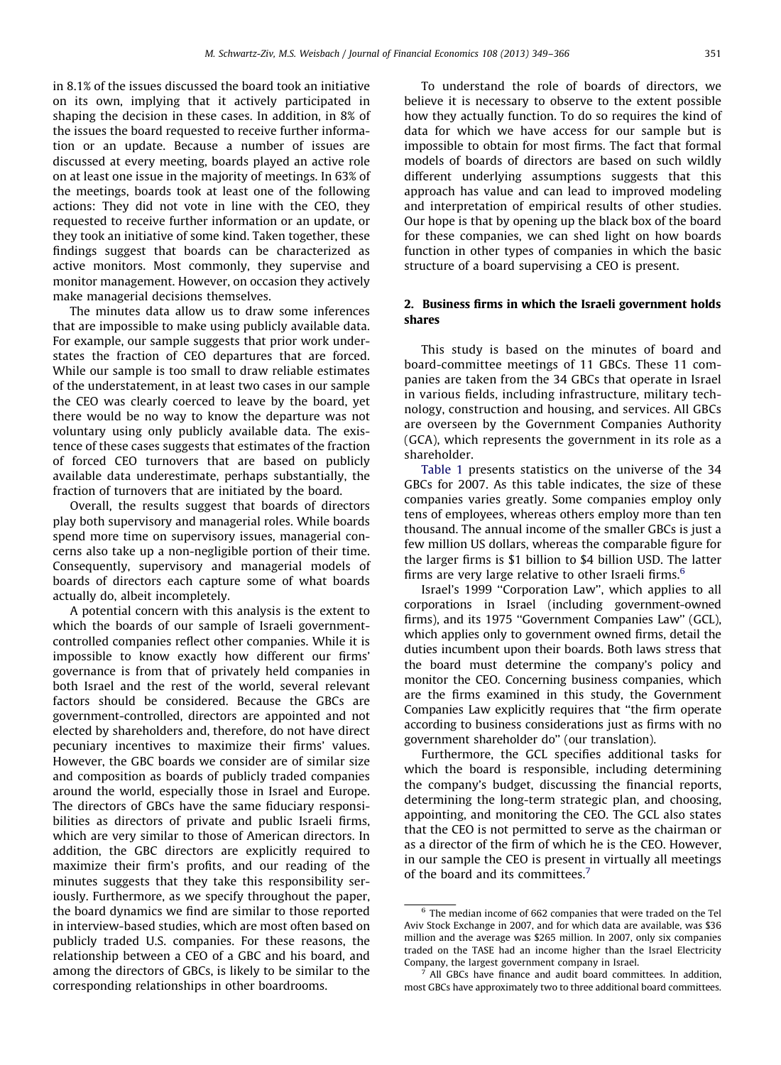in 8.1% of the issues discussed the board took an initiative on its own, implying that it actively participated in shaping the decision in these cases. In addition, in 8% of the issues the board requested to receive further information or an update. Because a number of issues are discussed at every meeting, boards played an active role on at least one issue in the majority of meetings. In 63% of the meetings, boards took at least one of the following actions: They did not vote in line with the CEO, they requested to receive further information or an update, or they took an initiative of some kind. Taken together, these findings suggest that boards can be characterized as active monitors. Most commonly, they supervise and monitor management. However, on occasion they actively make managerial decisions themselves.

The minutes data allow us to draw some inferences that are impossible to make using publicly available data. For example, our sample suggests that prior work understates the fraction of CEO departures that are forced. While our sample is too small to draw reliable estimates of the understatement, in at least two cases in our sample the CEO was clearly coerced to leave by the board, yet there would be no way to know the departure was not voluntary using only publicly available data. The existence of these cases suggests that estimates of the fraction of forced CEO turnovers that are based on publicly available data underestimate, perhaps substantially, the fraction of turnovers that are initiated by the board.

Overall, the results suggest that boards of directors play both supervisory and managerial roles. While boards spend more time on supervisory issues, managerial concerns also take up a non-negligible portion of their time. Consequently, supervisory and managerial models of boards of directors each capture some of what boards actually do, albeit incompletely.

A potential concern with this analysis is the extent to which the boards of our sample of Israeli government-controlled companies reflect other companies. While it is impossible to know exactly how different our firms' governance is from that of privately held companies in both Israel and the rest of the world, several relevant factors should be considered. Because the GBCs are government-controlled, directors are appointed and not elected by shareholders and, therefore, do not have direct pecuniary incentives to maximize their firms' values. However, the GBC boards we consider are of similar size and composition as boards of publicly traded companies around the world, especially those in Israel and Europe. The directors of GBCs have the same fiduciary responsibilities as directors of private and public Israeli firms, which are very similar to those of American directors. In addition, the GBC directors are explicitly required to maximize their firm's profits, and our reading of the minutes suggests that they take this responsibility seriously. Furthermore, as we specify throughout the paper, the board dynamics we find are similar to those reported in interview-based studies, which are most often based on publicly traded U.S. companies. For these reasons, the relationship between a CEO of a GBC and his board, and among the directors of GBCs, is likely to be similar to the corresponding relationships in other boardrooms.

To understand the role of boards of directors, we believe it is necessary to observe to the extent possible how they actually function. To do so requires the kind of data for which we have access for our sample but is impossible to obtain for most firms. The fact that formal models of boards of directors are based on such wildly different underlying assumptions suggests that this approach has value and can lead to improved modeling and interpretation of empirical results of other studies. Our hope is that by opening up the black box of the board for these companies, we can shed light on how boards function in other types of companies in which the basic structure of a board supervising a CEO is present.

## 2. Business firms in which the Israeli government holds shares

This study is based on the minutes of board and board-committee meetings of 11 GBCs. These 11 companies are taken from the 34 GBCs that operate in Israel in various fields, including infrastructure, military technology, construction and housing, and services. All GBCs are overseen by the Government Companies Authority (GCA), which represents the government in its role as a shareholder.

Table 1 presents statistics on the universe of the 34 GBCs for 2007. As this table indicates, the size of these companies varies greatly. Some companies employ only tens of employees, whereas others employ more than ten thousand. The annual income of the smaller GBCs is just a few million US dollars, whereas the comparable figure for the larger firms is $1 billion to $4 billion USD. The latter firms are very large relative to other Israeli firms.[6]

Israel's 1999 "Corporation Law", which applies to all corporations in Israel (including government-owned firms), and its 1975 "Government Companies Law" (GCL), which applies only to government owned firms, detail the duties incumbent upon their boards. Both laws stress that the board must determine the company's policy and monitor the CEO. Concerning business companies, which are the firms examined in this study, the Government Companies Law explicitly requires that "the firm operate according to business considerations just as firms with no government shareholder do" (our translation).

Furthermore, the GCL specifies additional tasks for which the board is responsible, including determining the company's budget, discussing the financial reports, determining the long-term strategic plan, and choosing, appointing, and monitoring the CEO. The GCL also states that the CEO is not permitted to serve as the chairman or as a director of the firm of which he is the CEO. However, in our sample the CEO is present in virtually all meetings of the board and its committees.[7]

[6] The median income of 662 companies that were traded on the Tel Aviv Stock Exchange in 2007, and for which data are available, was $36 million and the average was $265 million. In 2007, only six companies traded on the TASE had an income higher than the Israel Electricity Company, the largest government company in Israel.

[7] All GBCs have finance and audit board committees. In addition, most GBCs have approximately two to three additional board committees.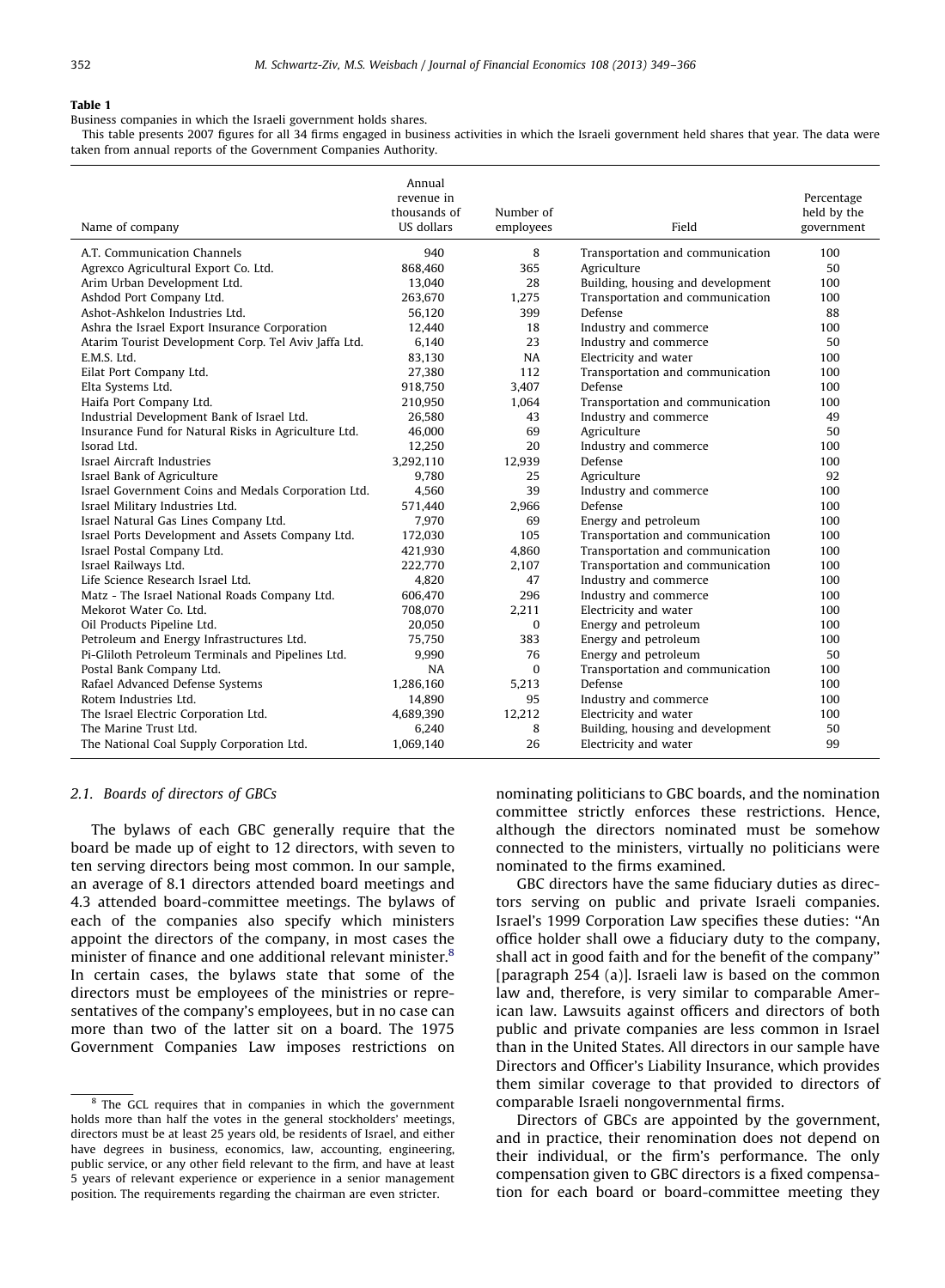**Table 1**

Business companies in which the Israeli government holds shares.

This table presents 2007 figures for all 34 firms engaged in business activities in which the Israeli government held shares that year. The data were taken from annual reports of the Government Companies Authority.

| Name of company | Annual revenue in thousands of US dollars | Number of employees | Field | Percentage held by the government |
|---|---|---|---|---|
| A.T. Communication Channels | 940 | 8 | Transportation and communication | 100 |
| Agrexco Agricultural Export Co. Ltd. | 868,460 | 365 | Agriculture | 50 |
| Arim Urban Development Ltd. | 13,040 | 28 | Building, housing and development | 100 |
| Ashdod Port Company Ltd. | 263,670 | 1,275 | Transportation and communication | 100 |
| Ashot-Ashkelon Industries Ltd. | 56,120 | 399 | Defense | 88 |
| Ashra the Israel Export Insurance Corporation | 12,440 | 18 | Industry and commerce | 100 |
| Atarim Tourist Development Corp. Tel Aviv Jaffa Ltd. | 6,140 | 23 | Industry and commerce | 50 |
| E.M.S. Ltd. | 83,130 | NA | Electricity and water | 100 |
| Eilat Port Company Ltd. | 27,380 | 112 | Transportation and communication | 100 |
| Elta Systems Ltd. | 918,750 | 3,407 | Defense | 100 |
| Haifa Port Company Ltd. | 210,950 | 1,064 | Transportation and communication | 100 |
| Industrial Development Bank of Israel Ltd. | 26,580 | 43 | Industry and commerce | 49 |
| Insurance Fund for Natural Risks in Agriculture Ltd. | 46,000 | 69 | Agriculture | 50 |
| Isorad Ltd. | 12,250 | 20 | Industry and commerce | 100 |
| Israel Aircraft Industries | 3,292,110 | 12,939 | Defense | 100 |
| Israel Bank of Agriculture | 9,780 | 25 | Agriculture | 92 |
| Israel Government Coins and Medals Corporation Ltd. | 4,560 | 39 | Industry and commerce | 100 |
| Israel Military Industries Ltd. | 571,440 | 2,966 | Defense | 100 |
| Israel Natural Gas Lines Company Ltd. | 7,970 | 69 | Energy and petroleum | 100 |
| Israel Ports Development and Assets Company Ltd. | 172,030 | 105 | Transportation and communication | 100 |
| Israel Postal Company Ltd. | 421,930 | 4,860 | Transportation and communication | 100 |
| Israel Railways Ltd. | 222,770 | 2,107 | Transportation and communication | 100 |
| Life Science Research Israel Ltd. | 4,820 | 47 | Industry and commerce | 100 |
| Matz - The Israel National Roads Company Ltd. | 606,470 | 296 | Industry and commerce | 100 |
| Mekorot Water Co. Ltd. | 708,070 | 2,211 | Electricity and water | 100 |
| Oil Products Pipeline Ltd. | 20,050 | 0 | Energy and petroleum | 100 |
| Petroleum and Energy Infrastructures Ltd. | 75,750 | 383 | Energy and petroleum | 100 |
| Pi-Gliloth Petroleum Terminals and Pipelines Ltd. | 9,990 | 76 | Energy and petroleum | 50 |
| Postal Bank Company Ltd. | NA | 0 | Transportation and communication | 100 |
| Rafael Advanced Defense Systems | 1,286,160 | 5,213 | Defense | 100 |
| Rotem Industries Ltd. | 14,890 | 95 | Industry and commerce | 100 |
| The Israel Electric Corporation Ltd. | 4,689,390 | 12,212 | Electricity and water | 100 |
| The Marine Trust Ltd. | 6,240 | 8 | Building, housing and development | 50 |
| The National Coal Supply Corporation Ltd. | 1,069,140 | 26 | Electricity and water | 99 |

### 2.1. Boards of directors of GBCs

The bylaws of each GBC generally require that the board be made up of eight to 12 directors, with seven to ten serving directors being most common. In our sample, an average of 8.1 directors attended board meetings and 4.3 attended board-committee meetings. The bylaws of each of the companies also specify which ministers appoint the directors of the company, in most cases the minister of finance and one additional relevant minister.[8] In certain cases, the bylaws state that some of the directors must be employees of the ministries or representatives of the company's employees, but in no case can more than two of the latter sit on a board. The 1975 Government Companies Law imposes restrictions on nominating politicians to GBC boards, and the nomination committee strictly enforces these restrictions. Hence, although the directors nominated must be somehow connected to the ministers, virtually no politicians were nominated to the firms examined.

GBC directors have the same fiduciary duties as directors serving on public and private Israeli companies. Israel's 1999 Corporation Law specifies these duties: "An office holder shall owe a fiduciary duty to the company, shall act in good faith and for the benefit of the company" [paragraph 254 (a)]. Israeli law is based on the common law and, therefore, is very similar to comparable American law. Lawsuits against officers and directors of both public and private companies are less common in Israel than in the United States. All directors in our sample have Directors and Officer's Liability Insurance, which provides them similar coverage to that provided to directors of comparable Israeli nongovernmental firms.

Directors of GBCs are appointed by the government, and in practice, their renomination does not depend on their individual, or the firm's performance. The only compensation given to GBC directors is a fixed compensation for each board or board-committee meeting they

[8] The GCL requires that in companies in which the government holds more than half the votes in the general stockholders' meetings, directors must be at least 25 years old, be residents of Israel, and either have degrees in business, economics, law, accounting, engineering, public service, or any other field relevant to the firm, and have at least 5 years of relevant experience or experience in a senior management position. The requirements regarding the chairman are even stricter.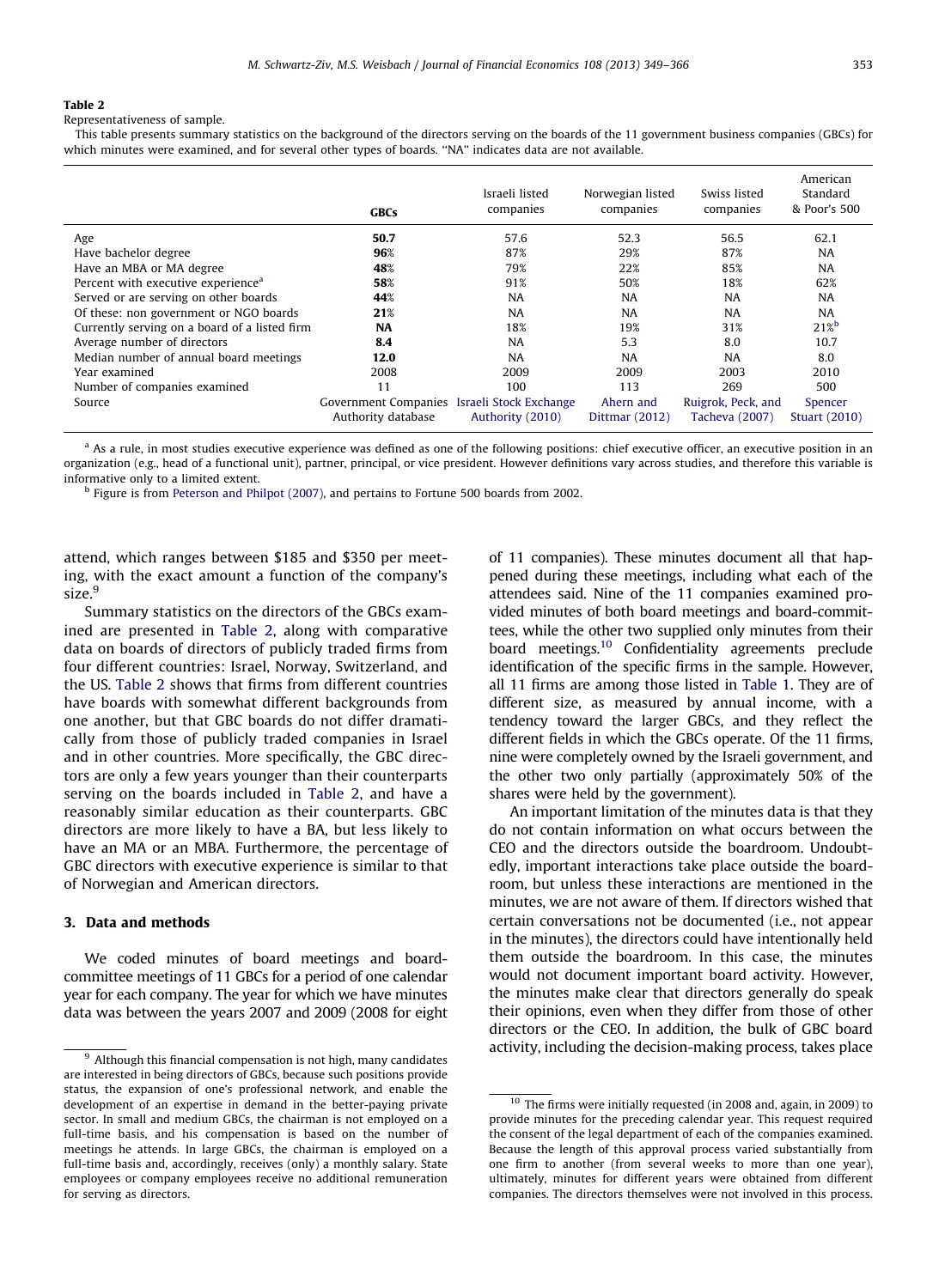**Table 2**
Representativeness of sample.

This table presents summary statistics on the background of the directors serving on the boards of the 11 government business companies (GBCs) for which minutes were examined, and for several other types of boards. "NA" indicates data are not available.

| | **GBCs** | Israeli listed companies | Norwegian listed companies | Swiss listed companies | American Standard & Poor's 500 |
|---|---|---|---|---|---|
| Age | **50.7** | 57.6 | 52.3 | 56.5 | 62.1 |
| Have bachelor degree | **96**% | 87% | 29% | 87% | NA |
| Have an MBA or MA degree | **48**% | 79% | 22% | 85% | NA |
| Percent with executive experience[a] | **58**% | 91% | 50% | 18% | 62% |
| Served or are serving on other boards | **44**% | NA | NA | NA | NA |
| Of these: non government or NGO boards | **21**% | NA | NA | NA | NA |
| Currently serving on a board of a listed firm | **NA** | 18% | 19% | 31% | 21%[b] |
| Average number of directors | **8.4** | NA | 5.3 | 8.0 | 10.7 |
| Median number of annual board meetings | **12.0** | NA | NA | NA | 8.0 |
| Year examined | 2008 | 2009 | 2009 | 2003 | 2010 |
| Number of companies examined | 11 | 100 | 113 | 269 | 500 |
| Source | Government Companies Authority database | Israeli Stock Exchange Authority (2010) | Ahern and Dittmar (2012) | Ruigrok, Peck, and Tacheva (2007) | Spencer Stuart (2010) |

[a] As a rule, in most studies executive experience was defined as one of the following positions: chief executive officer, an executive position in an organization (e.g., head of a functional unit), partner, principal, or vice president. However definitions vary across studies, and therefore this variable is informative only to a limited extent.

[b] Figure is from Peterson and Philpot (2007), and pertains to Fortune 500 boards from 2002.

attend, which ranges between $185 and $350 per meeting, with the exact amount a function of the company's size.[9]

Summary statistics on the directors of the GBCs examined are presented in Table 2, along with comparative data on boards of directors of publicly traded firms from four different countries: Israel, Norway, Switzerland, and the US. Table 2 shows that firms from different countries have boards with somewhat different backgrounds from one another, but that GBC boards do not differ dramatically from those of publicly traded companies in Israel and in other countries. More specifically, the GBC directors are only a few years younger than their counterparts serving on the boards included in Table 2, and have a reasonably similar education as their counterparts. GBC directors are more likely to have a BA, but less likely to have an MA or an MBA. Furthermore, the percentage of GBC directors with executive experience is similar to that of Norwegian and American directors.

## 3. Data and methods

We coded minutes of board meetings and board-committee meetings of 11 GBCs for a period of one calendar year for each company. The year for which we have minutes data was between the years 2007 and 2009 (2008 for eight of 11 companies). These minutes document all that happened during these meetings, including what each of the attendees said. Nine of the 11 companies examined provided minutes of both board meetings and board-committees, while the other two supplied only minutes from their board meetings.[10] Confidentiality agreements preclude identification of the specific firms in the sample. However, all 11 firms are among those listed in Table 1. They are of different size, as measured by annual income, with a tendency toward the larger GBCs, and they reflect the different fields in which the GBCs operate. Of the 11 firms, nine were completely owned by the Israeli government, and the other two only partially (approximately 50% of the shares were held by the government).

An important limitation of the minutes data is that they do not contain information on what occurs between the CEO and the directors outside the boardroom. Undoubtedly, important interactions take place outside the boardroom, but unless these interactions are mentioned in the minutes, we are not aware of them. If directors wished that certain conversations not be documented (i.e., not appear in the minutes), the directors could have intentionally held them outside the boardroom. In this case, the minutes would not document important board activity. However, the minutes make clear that directors generally do speak their opinions, even when they differ from those of other directors or the CEO. In addition, the bulk of GBC board activity, including the decision-making process, takes place

[9] Although this financial compensation is not high, many candidates are interested in being directors of GBCs, because such positions provide status, the expansion of one's professional network, and enable the development of an expertise in demand in the better-paying private sector. In small and medium GBCs, the chairman is not employed on a full-time basis, and his compensation is based on the number of meetings he attends. In large GBCs, the chairman is employed on a full-time basis and, accordingly, receives (only) a monthly salary. State employees or company employees receive no additional remuneration for serving as directors.

[10] The firms were initially requested (in 2008 and, again, in 2009) to provide minutes for the preceding calendar year. This request required the consent of the legal department of each of the companies examined. Because the length of this approval process varied substantially from one firm to another (from several weeks to more than one year), ultimately, minutes for different years were obtained from different companies. The directors themselves were not involved in this process.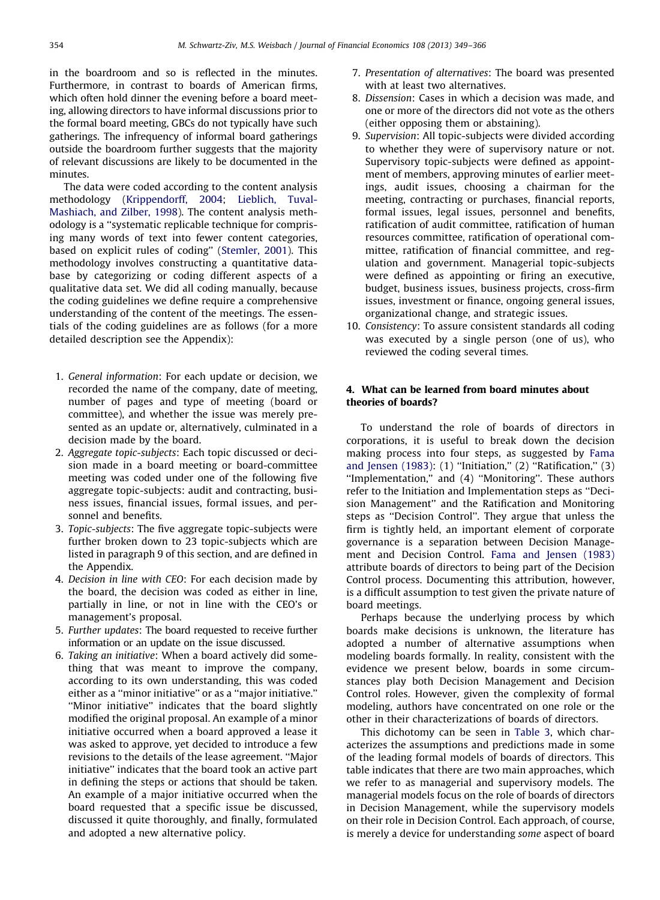in the boardroom and so is reflected in the minutes. Furthermore, in contrast to boards of American firms, which often hold dinner the evening before a board meeting, allowing directors to have informal discussions prior to the formal board meeting, GBCs do not typically have such gatherings. The infrequency of informal board gatherings outside the boardroom further suggests that the majority of relevant discussions are likely to be documented in the minutes.

The data were coded according to the content analysis methodology (Krippendorff, 2004; Lieblich, Tuval-Mashiach, and Zilber, 1998). The content analysis methodology is a ''systematic replicable technique for comprising many words of text into fewer content categories, based on explicit rules of coding'' (Stemler, 2001). This methodology involves constructing a quantitative database by categorizing or coding different aspects of a qualitative data set. We did all coding manually, because the coding guidelines we define require a comprehensive understanding of the content of the meetings. The essentials of the coding guidelines are as follows (for a more detailed description see the Appendix):

1. *General information*: For each update or decision, we recorded the name of the company, date of meeting, number of pages and type of meeting (board or committee), and whether the issue was merely presented as an update or, alternatively, culminated in a decision made by the board.
2. *Aggregate topic-subjects*: Each topic discussed or decision made in a board meeting or board-committee meeting was coded under one of the following five aggregate topic-subjects: audit and contracting, business issues, financial issues, formal issues, and personnel and benefits.
3. *Topic-subjects*: The five aggregate topic-subjects were further broken down to 23 topic-subjects which are listed in paragraph 9 of this section, and are defined in the Appendix.
4. *Decision in line with CEO*: For each decision made by the board, the decision was coded as either in line, partially in line, or not in line with the CEO's or management's proposal.
5. *Further updates*: The board requested to receive further information or an update on the issue discussed.
6. *Taking an initiative*: When a board actively did something that was meant to improve the company, according to its own understanding, this was coded either as a ''minor initiative'' or as a ''major initiative.'' ''Minor initiative'' indicates that the board slightly modified the original proposal. An example of a minor initiative occurred when a board approved a lease it was asked to approve, yet decided to introduce a few revisions to the details of the lease agreement. ''Major initiative'' indicates that the board took an active part in defining the steps or actions that should be taken. An example of a major initiative occurred when the board requested that a specific issue be discussed, discussed it quite thoroughly, and finally, formulated and adopted a new alternative policy.
7. *Presentation of alternatives*: The board was presented with at least two alternatives.
8. *Dissension*: Cases in which a decision was made, and one or more of the directors did not vote as the others (either opposing them or abstaining).
9. *Supervision*: All topic-subjects were divided according to whether they were of supervisory nature or not. Supervisory topic-subjects were defined as appointment of members, approving minutes of earlier meetings, audit issues, choosing a chairman for the meeting, contracting or purchases, financial reports, formal issues, legal issues, personnel and benefits, ratification of audit committee, ratification of human resources committee, ratification of operational committee, ratification of financial committee, and regulation and government. Managerial topic-subjects were defined as appointing or firing an executive, budget, business issues, business projects, cross-firm issues, investment or finance, ongoing general issues, organizational change, and strategic issues.
10. *Consistency*: To assure consistent standards all coding was executed by a single person (one of us), who reviewed the coding several times.

## 4. What can be learned from board minutes about theories of boards?

To understand the role of boards of directors in corporations, it is useful to break down the decision making process into four steps, as suggested by Fama and Jensen (1983): (1) ''Initiation,'' (2) ''Ratification,'' (3) ''Implementation,'' and (4) ''Monitoring''. These authors refer to the Initiation and Implementation steps as ''Decision Management'' and the Ratification and Monitoring steps as ''Decision Control''. They argue that unless the firm is tightly held, an important element of corporate governance is a separation between Decision Management and Decision Control. Fama and Jensen (1983) attribute boards of directors to being part of the Decision Control process. Documenting this attribution, however, is a difficult assumption to test given the private nature of board meetings.

Perhaps because the underlying process by which boards make decisions is unknown, the literature has adopted a number of alternative assumptions when modeling boards formally. In reality, consistent with the evidence we present below, boards in some circumstances play both Decision Management and Decision Control roles. However, given the complexity of formal modeling, authors have concentrated on one role or the other in their characterizations of boards of directors.

This dichotomy can be seen in Table 3, which characterizes the assumptions and predictions made in some of the leading formal models of boards of directors. This table indicates that there are two main approaches, which we refer to as managerial and supervisory models. The managerial models focus on the role of boards of directors in Decision Management, while the supervisory models on their role in Decision Control. Each approach, of course, is merely a device for understanding *some* aspect of board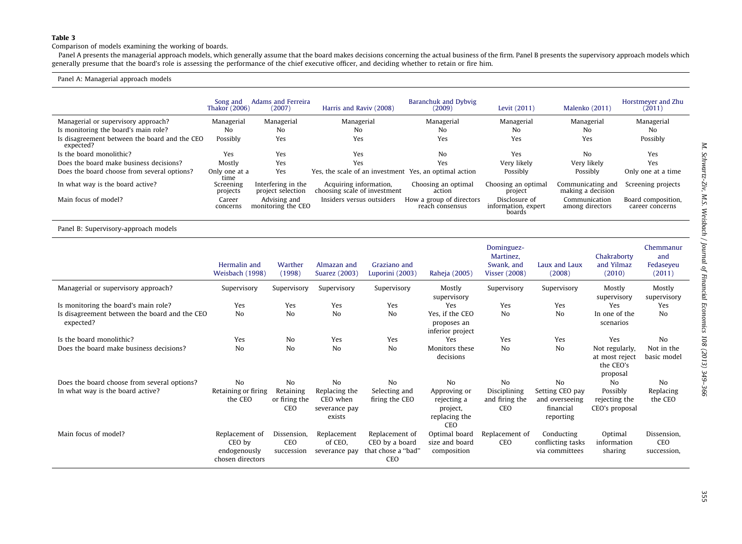**Table 3**

Comparison of models examining the working of boards.

Panel A presents the managerial approach models, which generally assume that the board makes decisions concerning the actual business of the firm. Panel B presents the supervisory approach models which generally presume that the board's role is assessing the performance of the chief executive officer, and deciding whether to retain or fire him.

Panel A: Managerial approach models

| | Song and Thakor (2006) | Adams and Ferreira (2007) | Harris and Raviv (2008) | Baranchuk and Dybvig (2009) | Levit (2011) | Malenko (2011) | Horstmeyer and Zhu (2011) |
|---|---|---|---|---|---|---|---|
| Managerial or supervisory approach? | Managerial | Managerial | Managerial | Managerial | Managerial | Managerial | Managerial |
| Is monitoring the board's main role? | No | No | No | No | No | No | No |
| Is disagreement between the board and the CEO expected? | Possibly | Yes | Yes | Yes | Yes | Yes | Possibly |
| Is the board monolithic? | Yes | Yes | Yes | No | Yes | No | Yes |
| Does the board make business decisions? | Mostly | Yes | Yes | Yes | Very likely | Very likely | Yes |
| Does the board choose from several options? | Only one at a time | Yes | Yes, the scale of an investment | Yes, an optimal action | Possibly | Possibly | Only one at a time |
| In what way is the board active? | Screening projects | Interfering in the project selection | Acquiring information, choosing scale of investment | Choosing an optimal action | Choosing an optimal project | Communicating and making a decision | Screening projects |
| Main focus of model? | Career concerns | Advising and monitoring the CEO | Insiders versus outsiders | How a group of directors reach consensus | Disclosure of information, expert boards | Communication among directors | Board composition, career concerns |

Panel B: Supervisory-approach models

| | Hermalin and Weisbach (1998) | Warther (1998) | Almazan and Suarez (2003) | Graziano and Luporini (2003) | Raheja (2005) | Dominguez-Martinez, Swank, and Visser (2008) | Laux and Laux (2008) | Chakraborty and Yilmaz (2010) | Chemmanur and Fedaseyeu (2011) |
|---|---|---|---|---|---|---|---|---|---|
| Managerial or supervisory approach? | Supervisory | Supervisory | Supervisory | Supervisory | Mostly supervisory | Supervisory | Supervisory | Mostly supervisory | Mostly supervisory |
| Is monitoring the board's main role? | Yes | Yes | Yes | Yes | Yes | Yes | Yes | Yes | Yes |
| Is disagreement between the board and the CEO expected? | No | No | No | No | Yes, if the CEO proposes an inferior project | No | No | In one of the scenarios | No |
| Is the board monolithic? | Yes | No | Yes | Yes | Yes | Yes | Yes | Yes | No |
| Does the board make business decisions? | No | No | No | No | Monitors these decisions | No | No | Not regularly, at most reject the CEO's proposal | Not in the basic model |
| Does the board choose from several options? | No | No | No | No | No | No | No | No | No |
| In what way is the board active? | Retaining or firing the CEO | Retaining or firing the CEO | Replacing the CEO when severance pay exists | Selecting and firing the CEO | Approving or rejecting a project, replacing the CEO | Disciplining and firing the CEO | Setting CEO pay and overseeing financial reporting | Possibly rejecting the CEO's proposal | Replacing the CEO |
| Main focus of model? | Replacement of CEO by endogenously chosen directors | Dissension, CEO succession | Replacement of CEO, severance pay | Replacement of CEO by a board that chose a "bad" CEO | Optimal board size and board composition | Replacement of CEO | Conducting conflicting tasks via committees | Optimal information sharing | Dissension, CEO succession, |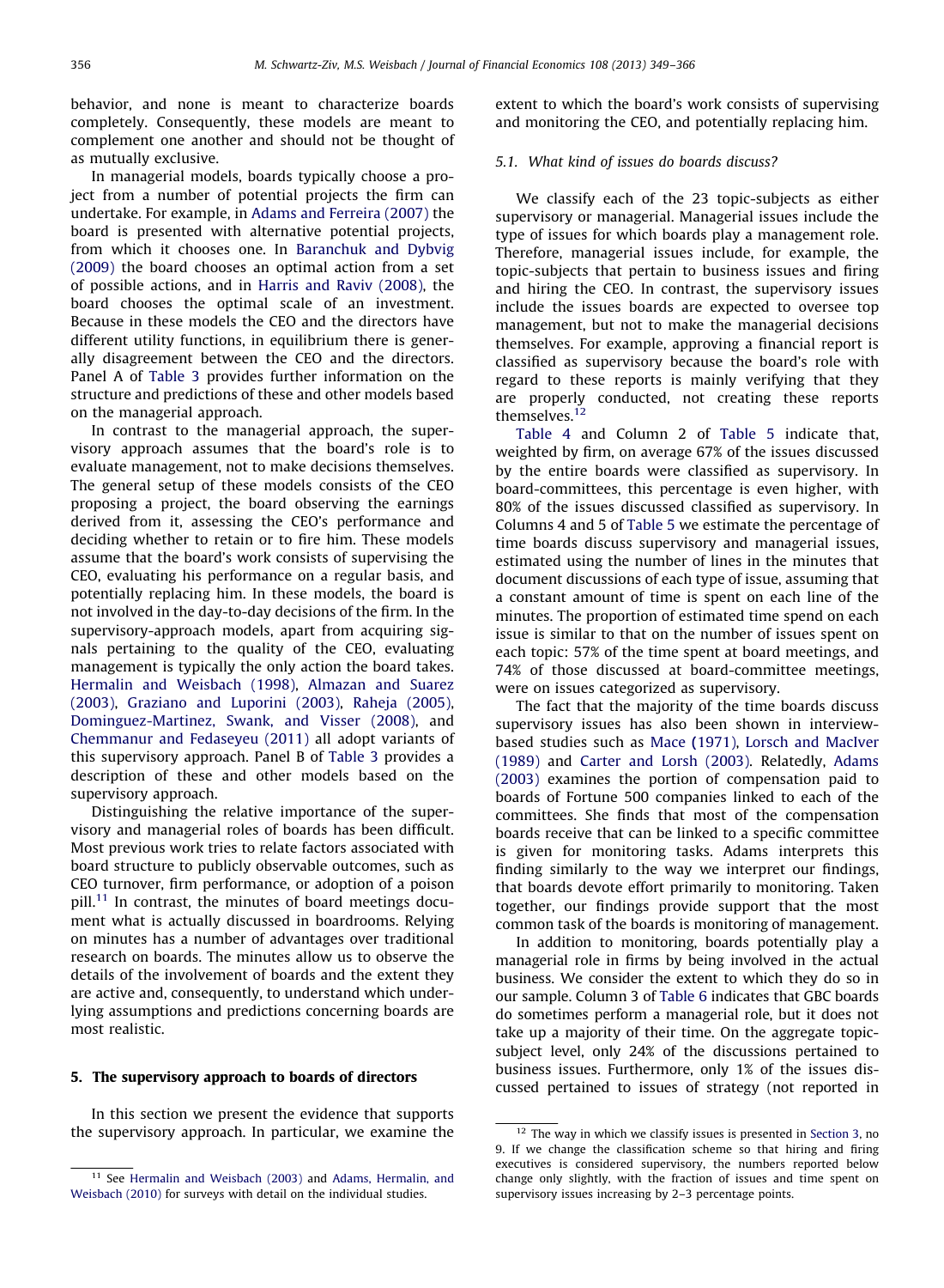behavior, and none is meant to characterize boards completely. Consequently, these models are meant to complement one another and should not be thought of as mutually exclusive.

In managerial models, boards typically choose a project from a number of potential projects the firm can undertake. For example, in Adams and Ferreira (2007) the board is presented with alternative potential projects, from which it chooses one. In Baranchuk and Dybvig (2009) the board chooses an optimal action from a set of possible actions, and in Harris and Raviv (2008), the board chooses the optimal scale of an investment. Because in these models the CEO and the directors have different utility functions, in equilibrium there is generally disagreement between the CEO and the directors. Panel A of Table 3 provides further information on the structure and predictions of these and other models based on the managerial approach.

In contrast to the managerial approach, the supervisory approach assumes that the board's role is to evaluate management, not to make decisions themselves. The general setup of these models consists of the CEO proposing a project, the board observing the earnings derived from it, assessing the CEO's performance and deciding whether to retain or to fire him. These models assume that the board's work consists of supervising the CEO, evaluating his performance on a regular basis, and potentially replacing him. In these models, the board is not involved in the day-to-day decisions of the firm. In the supervisory-approach models, apart from acquiring signals pertaining to the quality of the CEO, evaluating management is typically the only action the board takes. Hermalin and Weisbach (1998), Almazan and Suarez (2003), Graziano and Luporini (2003), Raheja (2005), Dominguez-Martinez, Swank, and Visser (2008), and Chemmanur and Fedaseyeu (2011) all adopt variants of this supervisory approach. Panel B of Table 3 provides a description of these and other models based on the supervisory approach.

Distinguishing the relative importance of the supervisory and managerial roles of boards has been difficult. Most previous work tries to relate factors associated with board structure to publicly observable outcomes, such as CEO turnover, firm performance, or adoption of a poison pill.[11] In contrast, the minutes of board meetings document what is actually discussed in boardrooms. Relying on minutes has a number of advantages over traditional research on boards. The minutes allow us to observe the details of the involvement of boards and the extent they are active and, consequently, to understand which underlying assumptions and predictions concerning boards are most realistic.

## 5. The supervisory approach to boards of directors

In this section we present the evidence that supports the supervisory approach. In particular, we examine the extent to which the board's work consists of supervising and monitoring the CEO, and potentially replacing him.

### 5.1. What kind of issues do boards discuss?

We classify each of the 23 topic-subjects as either supervisory or managerial. Managerial issues include the type of issues for which boards play a management role. Therefore, managerial issues include, for example, the topic-subjects that pertain to business issues and firing and hiring the CEO. In contrast, the supervisory issues include the issues boards are expected to oversee top management, but not to make the managerial decisions themselves. For example, approving a financial report is classified as supervisory because the board's role with regard to these reports is mainly verifying that they are properly conducted, not creating these reports themselves.[12]

Table 4 and Column 2 of Table 5 indicate that, weighted by firm, on average 67% of the issues discussed by the entire boards were classified as supervisory. In board-committees, this percentage is even higher, with 80% of the issues discussed classified as supervisory. In Columns 4 and 5 of Table 5 we estimate the percentage of time boards discuss supervisory and managerial issues, estimated using the number of lines in the minutes that document discussions of each type of issue, assuming that a constant amount of time is spent on each line of the minutes. The proportion of estimated time spend on each issue is similar to that on the number of issues spent on each topic: 57% of the time spent at board meetings, and 74% of those discussed at board-committee meetings, were on issues categorized as supervisory.

The fact that the majority of the time boards discuss supervisory issues has also been shown in interview-based studies such as Mace (1971), Lorsch and MacIver (1989) and Carter and Lorsh (2003). Relatedly, Adams (2003) examines the portion of compensation paid to boards of Fortune 500 companies linked to each of the committees. She finds that most of the compensation boards receive that can be linked to a specific committee is given for monitoring tasks. Adams interprets this finding similarly to the way we interpret our findings, that boards devote effort primarily to monitoring. Taken together, our findings provide support that the most common task of the boards is monitoring of management.

In addition to monitoring, boards potentially play a managerial role in firms by being involved in the actual business. We consider the extent to which they do so in our sample. Column 3 of Table 6 indicates that GBC boards do sometimes perform a managerial role, but it does not take up a majority of their time. On the aggregate topic-subject level, only 24% of the discussions pertained to business issues. Furthermore, only 1% of the issues discussed pertained to issues of strategy (not reported in

[11] See Hermalin and Weisbach (2003) and Adams, Hermalin, and Weisbach (2010) for surveys with detail on the individual studies.

[12] The way in which we classify issues is presented in Section 3, no 9. If we change the classification scheme so that hiring and firing executives is considered supervisory, the numbers reported below change only slightly, with the fraction of issues and time spent on supervisory issues increasing by 2–3 percentage points.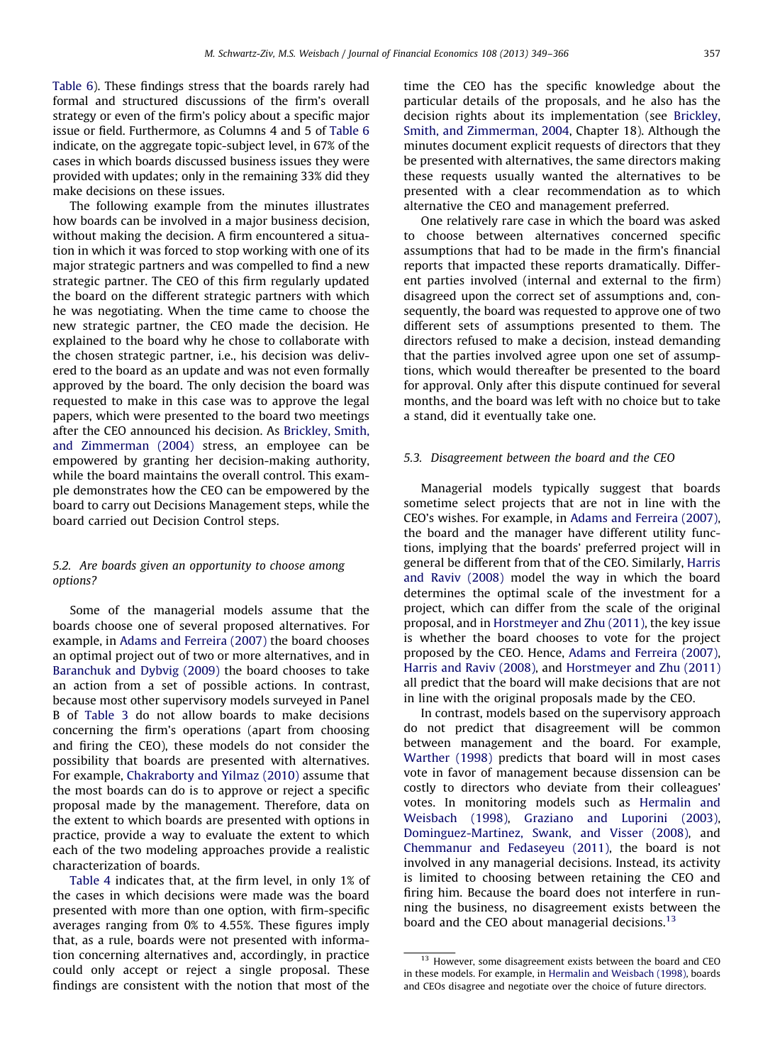Table 6). These findings stress that the boards rarely had formal and structured discussions of the firm's overall strategy or even of the firm's policy about a specific major issue or field. Furthermore, as Columns 4 and 5 of Table 6 indicate, on the aggregate topic-subject level, in 67% of the cases in which boards discussed business issues they were provided with updates; only in the remaining 33% did they make decisions on these issues.

The following example from the minutes illustrates how boards can be involved in a major business decision, without making the decision. A firm encountered a situation in which it was forced to stop working with one of its major strategic partners and was compelled to find a new strategic partner. The CEO of this firm regularly updated the board on the different strategic partners with which he was negotiating. When the time came to choose the new strategic partner, the CEO made the decision. He explained to the board why he chose to collaborate with the chosen strategic partner, i.e., his decision was delivered to the board as an update and was not even formally approved by the board. The only decision the board was requested to make in this case was to approve the legal papers, which were presented to the board two meetings after the CEO announced his decision. As Brickley, Smith, and Zimmerman (2004) stress, an employee can be empowered by granting her decision-making authority, while the board maintains the overall control. This example demonstrates how the CEO can be empowered by the board to carry out Decisions Management steps, while the board carried out Decision Control steps.

### 5.2. Are boards given an opportunity to choose among options?

Some of the managerial models assume that the boards choose one of several proposed alternatives. For example, in Adams and Ferreira (2007) the board chooses an optimal project out of two or more alternatives, and in Baranchuk and Dybvig (2009) the board chooses to take an action from a set of possible actions. In contrast, because most other supervisory models surveyed in Panel B of Table 3 do not allow boards to make decisions concerning the firm's operations (apart from choosing and firing the CEO), these models do not consider the possibility that boards are presented with alternatives. For example, Chakraborty and Yilmaz (2010) assume that the most boards can do is to approve or reject a specific proposal made by the management. Therefore, data on the extent to which boards are presented with options in practice, provide a way to evaluate the extent to which each of the two modeling approaches provide a realistic characterization of boards.

Table 4 indicates that, at the firm level, in only 1% of the cases in which decisions were made was the board presented with more than one option, with firm-specific averages ranging from 0% to 4.55%. These figures imply that, as a rule, boards were not presented with information concerning alternatives and, accordingly, in practice could only accept or reject a single proposal. These findings are consistent with the notion that most of the time the CEO has the specific knowledge about the particular details of the proposals, and he also has the decision rights about its implementation (see Brickley, Smith, and Zimmerman, 2004, Chapter 18). Although the minutes document explicit requests of directors that they be presented with alternatives, the same directors making these requests usually wanted the alternatives to be presented with a clear recommendation as to which alternative the CEO and management preferred.

One relatively rare case in which the board was asked to choose between alternatives concerned specific assumptions that had to be made in the firm's financial reports that impacted these reports dramatically. Different parties involved (internal and external to the firm) disagreed upon the correct set of assumptions and, consequently, the board was requested to approve one of two different sets of assumptions presented to them. The directors refused to make a decision, instead demanding that the parties involved agree upon one set of assumptions, which would thereafter be presented to the board for approval. Only after this dispute continued for several months, and the board was left with no choice but to take a stand, did it eventually take one.

### 5.3. Disagreement between the board and the CEO

Managerial models typically suggest that boards sometime select projects that are not in line with the CEO's wishes. For example, in Adams and Ferreira (2007), the board and the manager have different utility functions, implying that the boards' preferred project will in general be different from that of the CEO. Similarly, Harris and Raviv (2008) model the way in which the board determines the optimal scale of the investment for a project, which can differ from the scale of the original proposal, and in Horstmeyer and Zhu (2011), the key issue is whether the board chooses to vote for the project proposed by the CEO. Hence, Adams and Ferreira (2007), Harris and Raviv (2008), and Horstmeyer and Zhu (2011) all predict that the board will make decisions that are not in line with the original proposals made by the CEO.

In contrast, models based on the supervisory approach do not predict that disagreement will be common between management and the board. For example, Warther (1998) predicts that board will in most cases vote in favor of management because dissension can be costly to directors who deviate from their colleagues' votes. In monitoring models such as Hermalin and Weisbach (1998), Graziano and Luporini (2003), Dominguez-Martinez, Swank, and Visser (2008), and Chemmanur and Fedaseyeu (2011), the board is not involved in any managerial decisions. Instead, its activity is limited to choosing between retaining the CEO and firing him. Because the board does not interfere in running the business, no disagreement exists between the board and the CEO about managerial decisions.[13]

[13] However, some disagreement exists between the board and CEO in these models. For example, in Hermalin and Weisbach (1998), boards and CEOs disagree and negotiate over the choice of future directors.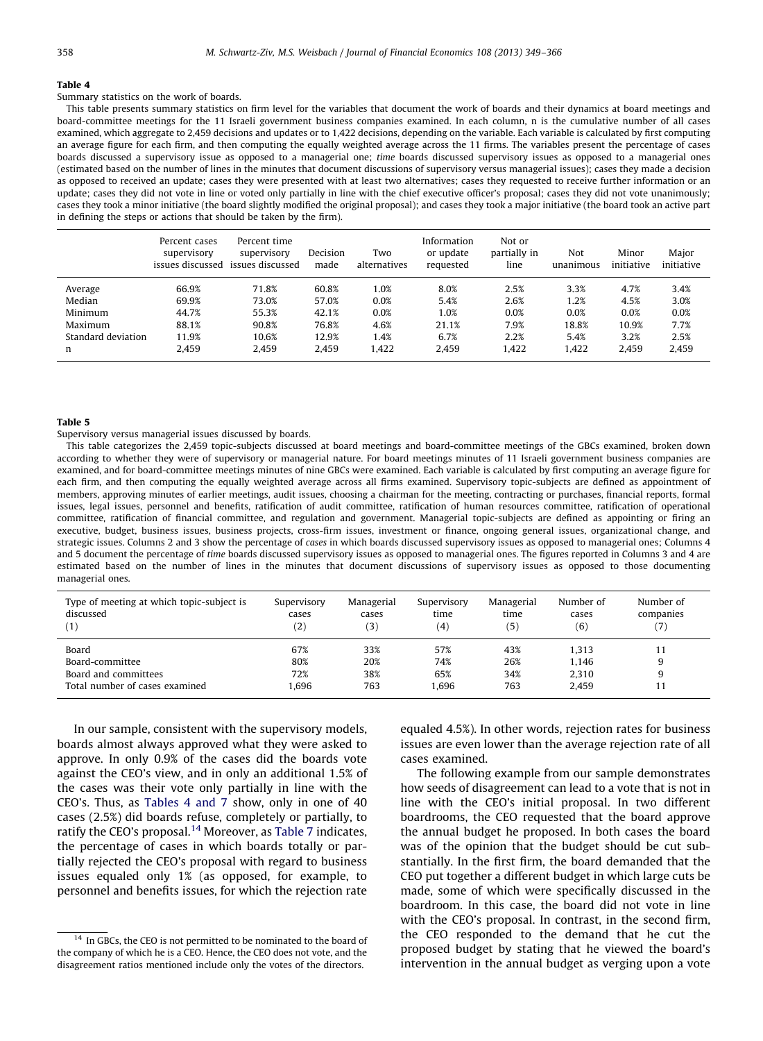**Table 4**

Summary statistics on the work of boards.

This table presents summary statistics on firm level for the variables that document the work of boards and their dynamics at board meetings and board-committee meetings for the 11 Israeli government business companies examined. In each column, n is the cumulative number of all cases examined, which aggregate to 2,459 decisions and updates or to 1,422 decisions, depending on the variable. Each variable is calculated by first computing an average figure for each firm, and then computing the equally weighted average across the 11 firms. The variables present the percentage of cases boards discussed a supervisory issue as opposed to a managerial one; *time* boards discussed supervisory issues as opposed to a managerial ones (estimated based on the number of lines in the minutes that document discussions of supervisory versus managerial issues); cases they made a decision as opposed to received an update; cases they were presented with at least two alternatives; cases they requested to receive further information or an update; cases they did not vote in line or voted only partially in line with the chief executive officer's proposal; cases they did not vote unanimously; cases they took a minor initiative (the board slightly modified the original proposal); and cases they took a major initiative (the board took an active part in defining the steps or actions that should be taken by the firm).

| | Percent cases supervisory issues discussed | Percent time supervisory issues discussed | Decision made | Two alternatives | Information or update requested | Not or partially in line | Not unanimous | Minor initiative | Major initiative |
|---|---|---|---|---|---|---|---|---|---|
| Average | 66.9% | 71.8% | 60.8% | 1.0% | 8.0% | 2.5% | 3.3% | 4.7% | 3.4% |
| Median | 69.9% | 73.0% | 57.0% | 0.0% | 5.4% | 2.6% | 1.2% | 4.5% | 3.0% |
| Minimum | 44.7% | 55.3% | 42.1% | 0.0% | 1.0% | 0.0% | 0.0% | 0.0% | 0.0% |
| Maximum | 88.1% | 90.8% | 76.8% | 4.6% | 21.1% | 7.9% | 18.8% | 10.9% | 7.7% |
| Standard deviation | 11.9% | 10.6% | 12.9% | 1.4% | 6.7% | 2.2% | 5.4% | 3.2% | 2.5% |
| n | 2,459 | 2,459 | 2,459 | 1,422 | 2,459 | 1,422 | 1,422 | 2,459 | 2,459 |

**Table 5**

Supervisory versus managerial issues discussed by boards.

This table categorizes the 2,459 topic-subjects discussed at board meetings and board-committee meetings of the GBCs examined, broken down according to whether they were of supervisory or managerial nature. For board meetings minutes of 11 Israeli government business companies are examined, and for board-committee meetings minutes of nine GBCs were examined. Each variable is calculated by first computing an average figure for each firm, and then computing the equally weighted average across all firms examined. Supervisory topic-subjects are defined as appointment of members, approving minutes of earlier meetings, audit issues, choosing a chairman for the meeting, contracting or purchases, financial reports, formal issues, legal issues, personnel and benefits, ratification of audit committee, ratification of human resources committee, ratification of operational committee, ratification of financial committee, and regulation and government. Managerial topic-subjects are defined as appointing or firing an executive, budget, business issues, business projects, cross-firm issues, investment or finance, ongoing general issues, organizational change, and strategic issues. Columns 2 and 3 show the percentage of *cases* in which boards discussed supervisory issues as opposed to managerial ones; Columns 4 and 5 document the percentage of *time* boards discussed supervisory issues as opposed to managerial ones. The figures reported in Columns 3 and 4 are estimated based on the number of lines in the minutes that document discussions of supervisory issues as opposed to those documenting managerial ones.

| Type of meeting at which topic-subject is discussed (1) | Supervisory cases (2) | Managerial cases (3) | Supervisory time (4) | Managerial time (5) | Number of cases (6) | Number of companies (7) |
|---|---|---|---|---|---|---|
| Board | 67% | 33% | 57% | 43% | 1,313 | 11 |
| Board-committee | 80% | 20% | 74% | 26% | 1,146 | 9 |
| Board and committees | 72% | 38% | 65% | 34% | 2,310 | 9 |
| Total number of cases examined | 1,696 | 763 | 1,696 | 763 | 2,459 | 11 |

In our sample, consistent with the supervisory models, boards almost always approved what they were asked to approve. In only 0.9% of the cases did the boards vote against the CEO's view, and in only an additional 1.5% of the cases was their vote only partially in line with the CEO's. Thus, as Tables 4 and 7 show, only in one of 40 cases (2.5%) did boards refuse, completely or partially, to ratify the CEO's proposal.[14] Moreover, as Table 7 indicates, the percentage of cases in which boards totally or partially rejected the CEO's proposal with regard to business issues equaled only 1% (as opposed, for example, to personnel and benefits issues, for which the rejection rate equaled 4.5%). In other words, rejection rates for business issues are even lower than the average rejection rate of all cases examined.

The following example from our sample demonstrates how seeds of disagreement can lead to a vote that is not in line with the CEO's initial proposal. In two different boardrooms, the CEO requested that the board approve the annual budget he proposed. In both cases the board was of the opinion that the budget should be cut substantially. In the first firm, the board demanded that the CEO put together a different budget in which large cuts be made, some of which were specifically discussed in the boardroom. In this case, the board did not vote in line with the CEO's proposal. In contrast, in the second firm, the CEO responded to the demand that he cut the proposed budget by stating that he viewed the board's intervention in the annual budget as verging upon a vote

[14] In GBCs, the CEO is not permitted to be nominated to the board of the company of which he is a CEO. Hence, the CEO does not vote, and the disagreement ratios mentioned include only the votes of the directors.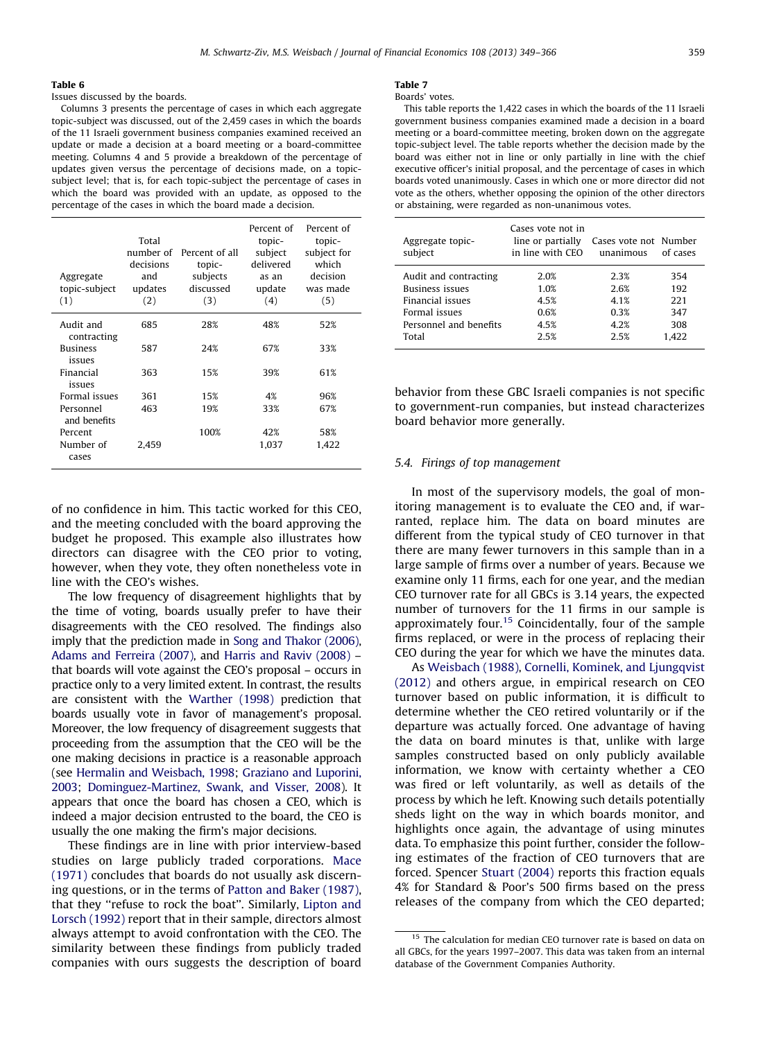**Table 6**

Issues discussed by the boards.

Columns 3 presents the percentage of cases in which each aggregate topic-subject was discussed, out of the 2,459 cases in which the boards of the 11 Israeli government business companies examined received an update or made a decision at a board meeting or a board-committee meeting. Columns 4 and 5 provide a breakdown of the percentage of updates given versus the percentage of decisions made, on a topic-subject level; that is, for each topic-subject the percentage of cases in which the board was provided with an update, as opposed to the percentage of the cases in which the board made a decision.

| Aggregate topic-subject (1) | Total number of decisions and updates (2) | Percent of all topic-subjects discussed (3) | Percent of topic-subject delivered as an update (4) | Percent of topic-subject for which decision was made (5) |
|---|---|---|---|---|
| Audit and contracting | 685 | 28% | 48% | 52% |
| Business issues | 587 | 24% | 67% | 33% |
| Financial issues | 363 | 15% | 39% | 61% |
| Formal issues | 361 | 15% | 4% | 96% |
| Personnel and benefits | 463 | 19% | 33% | 67% |
| Percent | | 100% | 42% | 58% |
| Number of cases | 2,459 | | 1,037 | 1,422 |

**Table 7**

Boards' votes.

This table reports the 1,422 cases in which the boards of the 11 Israeli government business companies examined made a decision in a board meeting or a board-committee meeting, broken down on the aggregate topic-subject level. The table reports whether the decision made by the board was either not in line or only partially in line with the chief executive officer's initial proposal, and the percentage of cases in which boards voted unanimously. Cases in which one or more director did not vote as the others, whether opposing the opinion of the other directors or abstaining, were regarded as non-unanimous votes.

| Aggregate topic-subject | Cases vote not in line or partially in line with CEO | Cases vote not unanimous | Number of cases |
|---|---|---|---|
| Audit and contracting | 2.0% | 2.3% | 354 |
| Business issues | 1.0% | 2.6% | 192 |
| Financial issues | 4.5% | 4.1% | 221 |
| Formal issues | 0.6% | 0.3% | 347 |
| Personnel and benefits | 4.5% | 4.2% | 308 |
| Total | 2.5% | 2.5% | 1,422 |

of no confidence in him. This tactic worked for this CEO, and the meeting concluded with the board approving the budget he proposed. This example also illustrates how directors can disagree with the CEO prior to voting, however, when they vote, they often nonetheless vote in line with the CEO's wishes.

The low frequency of disagreement highlights that by the time of voting, boards usually prefer to have their disagreements with the CEO resolved. The findings also imply that the prediction made in Song and Thakor (2006), Adams and Ferreira (2007), and Harris and Raviv (2008) – that boards will vote against the CEO's proposal – occurs in practice only to a very limited extent. In contrast, the results are consistent with the Warther (1998) prediction that boards usually vote in favor of management's proposal. Moreover, the low frequency of disagreement suggests that proceeding from the assumption that the CEO will be the one making decisions in practice is a reasonable approach (see Hermalin and Weisbach, 1998; Graziano and Luporini, 2003; Dominguez-Martinez, Swank, and Visser, 2008). It appears that once the board has chosen a CEO, which is indeed a major decision entrusted to the board, the CEO is usually the one making the firm's major decisions.

These findings are in line with prior interview-based studies on large publicly traded corporations. Mace (1971) concludes that boards do not usually ask discerning questions, or in the terms of Patton and Baker (1987), that they "refuse to rock the boat". Similarly, Lipton and Lorsch (1992) report that in their sample, directors almost always attempt to avoid confrontation with the CEO. The similarity between these findings from publicly traded companies with ours suggests the description of board behavior from these GBC Israeli companies is not specific to government-run companies, but instead characterizes board behavior more generally.

### 5.4. Firings of top management

In most of the supervisory models, the goal of monitoring management is to evaluate the CEO and, if warranted, replace him. The data on board minutes are different from the typical study of CEO turnover in that there are many fewer turnovers in this sample than in a large sample of firms over a number of years. Because we examine only 11 firms, each for one year, and the median CEO turnover rate for all GBCs is 3.14 years, the expected number of turnovers for the 11 firms in our sample is approximately four.[15] Coincidentally, four of the sample firms replaced, or were in the process of replacing their CEO during the year for which we have the minutes data.

As Weisbach (1988), Cornelli, Kominek, and Ljungqvist (2012) and others argue, in empirical research on CEO turnover based on public information, it is difficult to determine whether the CEO retired voluntarily or if the departure was actually forced. One advantage of having the data on board minutes is that, unlike with large samples constructed based on only publicly available information, we know with certainty whether a CEO was fired or left voluntarily, as well as details of the process by which he left. Knowing such details potentially sheds light on the way in which boards monitor, and highlights once again, the advantage of using minutes data. To emphasize this point further, consider the following estimates of the fraction of CEO turnovers that are forced. Spencer Stuart (2004) reports this fraction equals 4% for Standard & Poor's 500 firms based on the press releases of the company from which the CEO departed;

[15] The calculation for median CEO turnover rate is based on data on all GBCs, for the years 1997–2007. This data was taken from an internal database of the Government Companies Authority.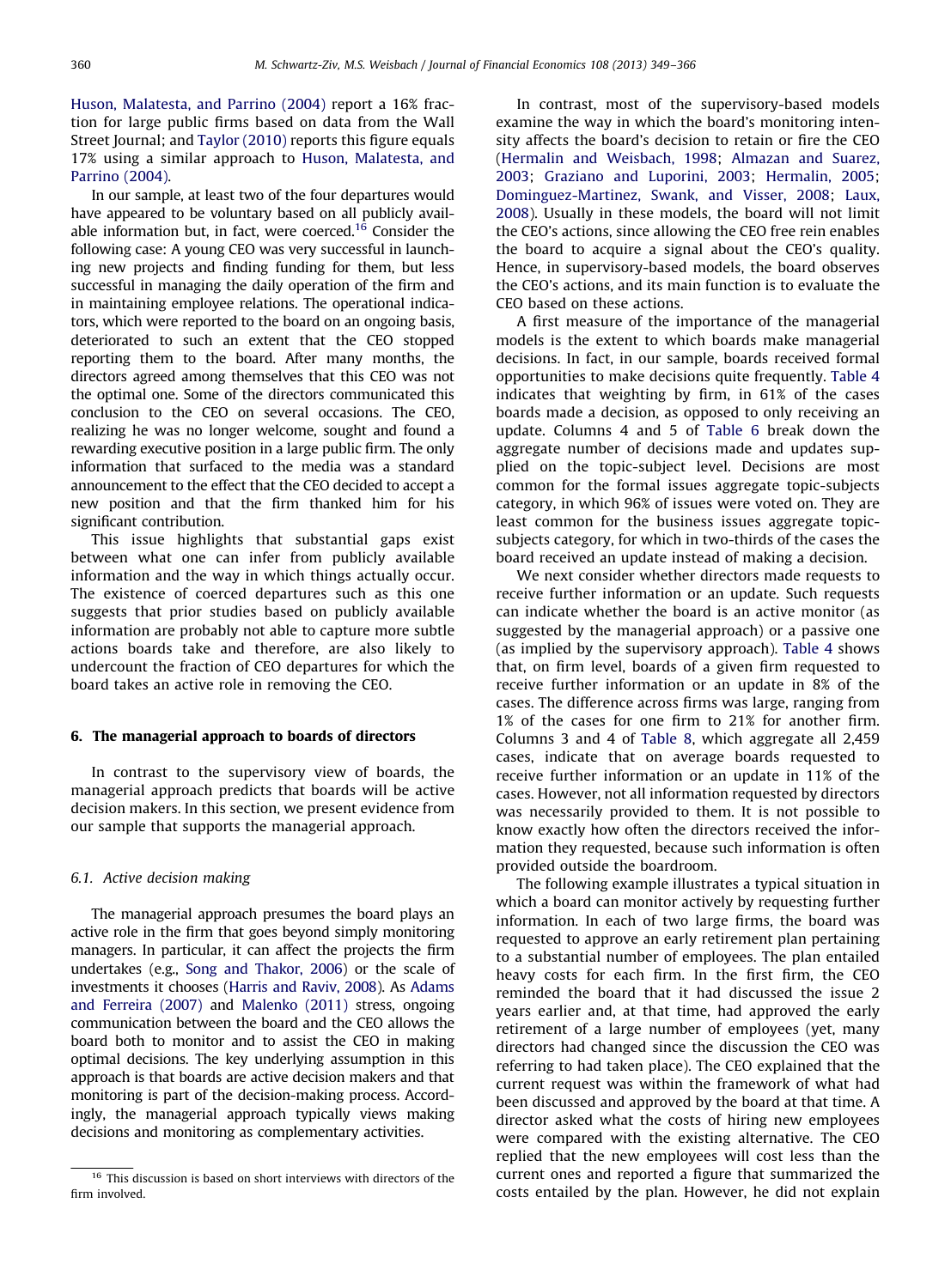Huson, Malatesta, and Parrino (2004) report a 16% fraction for large public firms based on data from the Wall Street Journal; and Taylor (2010) reports this figure equals 17% using a similar approach to Huson, Malatesta, and Parrino (2004).

In our sample, at least two of the four departures would have appeared to be voluntary based on all publicly available information but, in fact, were coerced.[16] Consider the following case: A young CEO was very successful in launching new projects and finding funding for them, but less successful in managing the daily operation of the firm and in maintaining employee relations. The operational indicators, which were reported to the board on an ongoing basis, deteriorated to such an extent that the CEO stopped reporting them to the board. After many months, the directors agreed among themselves that this CEO was not the optimal one. Some of the directors communicated this conclusion to the CEO on several occasions. The CEO, realizing he was no longer welcome, sought and found a rewarding executive position in a large public firm. The only information that surfaced to the media was a standard announcement to the effect that the CEO decided to accept a new position and that the firm thanked him for his significant contribution.

This issue highlights that substantial gaps exist between what one can infer from publicly available information and the way in which things actually occur. The existence of coerced departures such as this one suggests that prior studies based on publicly available information are probably not able to capture more subtle actions boards take and therefore, are also likely to undercount the fraction of CEO departures for which the board takes an active role in removing the CEO.

## 6. The managerial approach to boards of directors

In contrast to the supervisory view of boards, the managerial approach predicts that boards will be active decision makers. In this section, we present evidence from our sample that supports the managerial approach.

### 6.1. Active decision making

The managerial approach presumes the board plays an active role in the firm that goes beyond simply monitoring managers. In particular, it can affect the projects the firm undertakes (e.g., Song and Thakor, 2006) or the scale of investments it chooses (Harris and Raviv, 2008). As Adams and Ferreira (2007) and Malenko (2011) stress, ongoing communication between the board and the CEO allows the board both to monitor and to assist the CEO in making optimal decisions. The key underlying assumption in this approach is that boards are active decision makers and that monitoring is part of the decision-making process. Accordingly, the managerial approach typically views making decisions and monitoring as complementary activities.

In contrast, most of the supervisory-based models examine the way in which the board's monitoring intensity affects the board's decision to retain or fire the CEO (Hermalin and Weisbach, 1998; Almazan and Suarez, 2003; Graziano and Luporini, 2003; Hermalin, 2005; Dominguez-Martinez, Swank, and Visser, 2008; Laux, 2008). Usually in these models, the board will not limit the CEO's actions, since allowing the CEO free rein enables the board to acquire a signal about the CEO's quality. Hence, in supervisory-based models, the board observes the CEO's actions, and its main function is to evaluate the CEO based on these actions.

A first measure of the importance of the managerial models is the extent to which boards make managerial decisions. In fact, in our sample, boards received formal opportunities to make decisions quite frequently. Table 4 indicates that weighting by firm, in 61% of the cases boards made a decision, as opposed to only receiving an update. Columns 4 and 5 of Table 6 break down the aggregate number of decisions made and updates supplied on the topic-subject level. Decisions are most common for the formal issues aggregate topic-subjects category, in which 96% of issues were voted on. They are least common for the business issues aggregate topic-subjects category, for which in two-thirds of the cases the board received an update instead of making a decision.

We next consider whether directors made requests to receive further information or an update. Such requests can indicate whether the board is an active monitor (as suggested by the managerial approach) or a passive one (as implied by the supervisory approach). Table 4 shows that, on firm level, boards of a given firm requested to receive further information or an update in 8% of the cases. The difference across firms was large, ranging from 1% of the cases for one firm to 21% for another firm. Columns 3 and 4 of Table 8, which aggregate all 2,459 cases, indicate that on average boards requested to receive further information or an update in 11% of the cases. However, not all information requested by directors was necessarily provided to them. It is not possible to know exactly how often the directors received the information they requested, because such information is often provided outside the boardroom.

The following example illustrates a typical situation in which a board can monitor actively by requesting further information. In each of two large firms, the board was requested to approve an early retirement plan pertaining to a substantial number of employees. The plan entailed heavy costs for each firm. In the first firm, the CEO reminded the board that it had discussed the issue 2 years earlier and, at that time, had approved the early retirement of a large number of employees (yet, many directors had changed since the discussion the CEO was referring to had taken place). The CEO explained that the current request was within the framework of what had been discussed and approved by the board at that time. A director asked what the costs of hiring new employees were compared with the existing alternative. The CEO replied that the new employees will cost less than the current ones and reported a figure that summarized the costs entailed by the plan. However, he did not explain

[16] This discussion is based on short interviews with directors of the firm involved.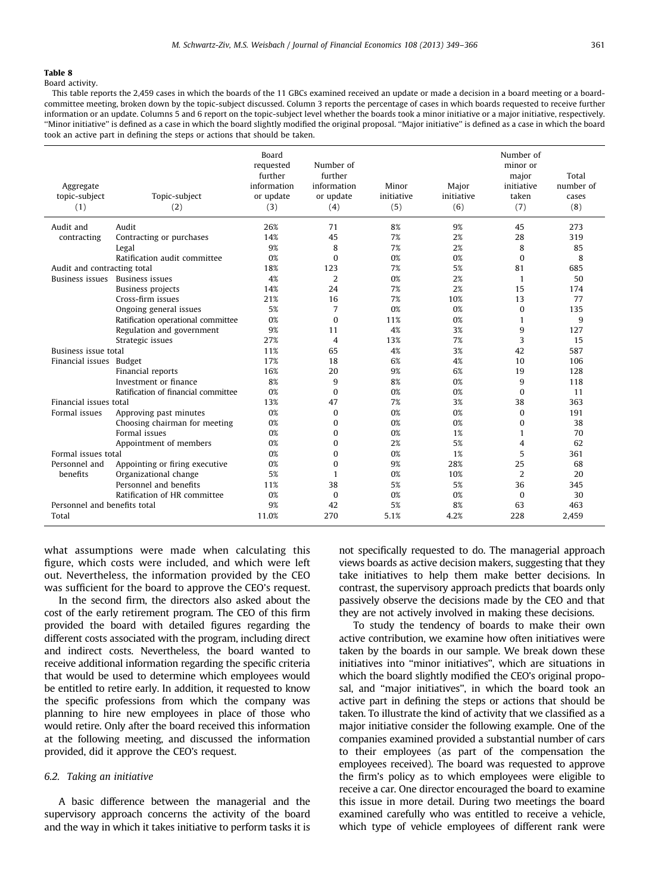**Table 8**

Board activity.

This table reports the 2,459 cases in which the boards of the 11 GBCs examined received an update or made a decision in a board meeting or a board-committee meeting, broken down by the topic-subject discussed. Column 3 reports the percentage of cases in which boards requested to receive further information or an update. Columns 5 and 6 report on the topic-subject level whether the boards took a minor initiative or a major initiative, respectively. "Minor initiative" is defined as a case in which the board slightly modified the original proposal. "Major initiative" is defined as a case in which the board took an active part in defining the steps or actions that should be taken.

| Aggregate topic-subject (1) | Topic-subject (2) | Board requested further information or update (3) | Number of further information or update (4) | Minor initiative (5) | Major initiative (6) | Number of minor or major initiative taken (7) | Total number of cases (8) |
|---|---|---|---|---|---|---|---|
| Audit and contracting | Audit | 26% | 71 | 8% | 9% | 45 | 273 |
| | Contracting or purchases | 14% | 45 | 7% | 2% | 28 | 319 |
| | Legal | 9% | 8 | 7% | 2% | 8 | 85 |
| | Ratification audit committee | 0% | 0 | 0% | 0% | 0 | 8 |
| Audit and contracting total | | 18% | 123 | 7% | 5% | 81 | 685 |
| Business issues | Business issues | 4% | 2 | 0% | 2% | 1 | 50 |
| | Business projects | 14% | 24 | 7% | 2% | 15 | 174 |
| | Cross-firm issues | 21% | 16 | 7% | 10% | 13 | 77 |
| | Ongoing general issues | 5% | 7 | 0% | 0% | 0 | 135 |
| | Ratification operational committee | 0% | 0 | 11% | 0% | 1 | 9 |
| | Regulation and government | 9% | 11 | 4% | 3% | 9 | 127 |
| | Strategic issues | 27% | 4 | 13% | 7% | 3 | 15 |
| Business issue total | | 11% | 65 | 4% | 3% | 42 | 587 |
| Financial issues | Budget | 17% | 18 | 6% | 4% | 10 | 106 |
| | Financial reports | 16% | 20 | 9% | 6% | 19 | 128 |
| | Investment or finance | 8% | 9 | 8% | 0% | 9 | 118 |
| | Ratification of financial committee | 0% | 0 | 0% | 0% | 0 | 11 |
| Financial issues total | | 13% | 47 | 7% | 3% | 38 | 363 |
| Formal issues | Approving past minutes | 0% | 0 | 0% | 0% | 0 | 191 |
| | Choosing chairman for meeting | 0% | 0 | 0% | 0% | 0 | 38 |
| | Formal issues | 0% | 0 | 0% | 1% | 1 | 70 |
| | Appointment of members | 0% | 0 | 2% | 5% | 4 | 62 |
| Formal issues total | | 0% | 0 | 0% | 1% | 5 | 361 |
| Personnel and benefits | Appointing or firing executive | 0% | 0 | 9% | 28% | 25 | 68 |
| | Organizational change | 5% | 1 | 0% | 10% | 2 | 20 |
| | Personnel and benefits | 11% | 38 | 5% | 5% | 36 | 345 |
| | Ratification of HR committee | 0% | 0 | 0% | 0% | 0 | 30 |
| Personnel and benefits total | | 9% | 42 | 5% | 8% | 63 | 463 |
| Total | | 11.0% | 270 | 5.1% | 4.2% | 228 | 2,459 |

what assumptions were made when calculating this figure, which costs were included, and which were left out. Nevertheless, the information provided by the CEO was sufficient for the board to approve the CEO's request.

In the second firm, the directors also asked about the cost of the early retirement program. The CEO of this firm provided the board with detailed figures regarding the different costs associated with the program, including direct and indirect costs. Nevertheless, the board wanted to receive additional information regarding the specific criteria that would be used to determine which employees would be entitled to retire early. In addition, it requested to know the specific professions from which the company was planning to hire new employees in place of those who would retire. Only after the board received this information at the following meeting, and discussed the information provided, did it approve the CEO's request.

### 6.2. Taking an initiative

A basic difference between the managerial and the supervisory approach concerns the activity of the board and the way in which it takes initiative to perform tasks it is not specifically requested to do. The managerial approach views boards as active decision makers, suggesting that they take initiatives to help them make better decisions. In contrast, the supervisory approach predicts that boards only passively observe the decisions made by the CEO and that they are not actively involved in making these decisions.

To study the tendency of boards to make their own active contribution, we examine how often initiatives were taken by the boards in our sample. We break down these initiatives into "minor initiatives", which are situations in which the board slightly modified the CEO's original proposal, and "major initiatives", in which the board took an active part in defining the steps or actions that should be taken. To illustrate the kind of activity that we classified as a major initiative consider the following example. One of the companies examined provided a substantial number of cars to their employees (as part of the compensation the employees received). The board was requested to approve the firm's policy as to which employees were eligible to receive a car. One director encouraged the board to examine this issue in more detail. During two meetings the board examined carefully who was entitled to receive a vehicle, which type of vehicle employees of different rank were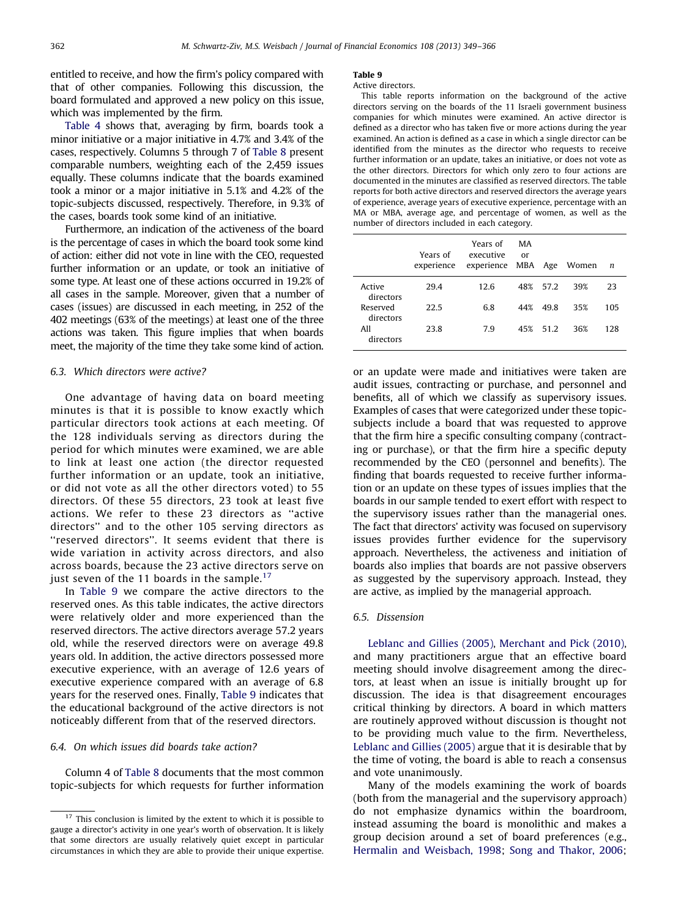entitled to receive, and how the firm's policy compared with that of other companies. Following this discussion, the board formulated and approved a new policy on this issue, which was implemented by the firm.

Table 4 shows that, averaging by firm, boards took a minor initiative or a major initiative in 4.7% and 3.4% of the cases, respectively. Columns 5 through 7 of Table 8 present comparable numbers, weighting each of the 2,459 issues equally. These columns indicate that the boards examined took a minor or a major initiative in 5.1% and 4.2% of the topic-subjects discussed, respectively. Therefore, in 9.3% of the cases, boards took some kind of an initiative.

Furthermore, an indication of the activeness of the board is the percentage of cases in which the board took some kind of action: either did not vote in line with the CEO, requested further information or an update, or took an initiative of some type. At least one of these actions occurred in 19.2% of all cases in the sample. Moreover, given that a number of cases (issues) are discussed in each meeting, in 252 of the 402 meetings (63% of the meetings) at least one of the three actions was taken. This figure implies that when boards meet, the majority of the time they take some kind of action.

### 6.3. Which directors were active?

One advantage of having data on board meeting minutes is that it is possible to know exactly which particular directors took actions at each meeting. Of the 128 individuals serving as directors during the period for which minutes were examined, we are able to link at least one action (the director requested further information or an update, took an initiative, or did not vote as all the other directors voted) to 55 directors. Of these 55 directors, 23 took at least five actions. We refer to these 23 directors as ''active directors'' and to the other 105 serving directors as ''reserved directors''. It seems evident that there is wide variation in activity across directors, and also across boards, because the 23 active directors serve on just seven of the 11 boards in the sample.[17]

In Table 9 we compare the active directors to the reserved ones. As this table indicates, the active directors were relatively older and more experienced than the reserved directors. The active directors average 57.2 years old, while the reserved directors were on average 49.8 years old. In addition, the active directors possessed more executive experience, with an average of 12.6 years of executive experience compared with an average of 6.8 years for the reserved ones. Finally, Table 9 indicates that the educational background of the active directors is not noticeably different from that of the reserved directors.

**Table 9**
Active directors.

This table reports information on the background of the active directors serving on the boards of the 11 Israeli government business companies for which minutes were examined. An active director is defined as a director who has taken five or more actions during the year examined. An action is defined as a case in which a single director can be identified from the minutes as the director who requests to receive further information or an update, takes an initiative, or does not vote as the other directors. Directors for which only zero to four actions are documented in the minutes are classified as reserved directors. The table reports for both active directors and reserved directors the average years of experience, average years of executive experience, percentage with an MA or MBA, average age, and percentage of women, as well as the number of directors included in each category.

| | Years of experience | Years of executive experience | MA or MBA | Age | Women | *n* |
|---|---|---|---|---|---|---|
| Active directors | 29.4 | 12.6 | 48% | 57.2 | 39% | 23 |
| Reserved directors | 22.5 | 6.8 | 44% | 49.8 | 35% | 105 |
| All directors | 23.8 | 7.9 | 45% | 51.2 | 36% | 128 |

### 6.4. On which issues did boards take action?

Column 4 of Table 8 documents that the most common topic-subjects for which requests for further information or an update were made and initiatives were taken are audit issues, contracting or purchase, and personnel and benefits, all of which we classify as supervisory issues. Examples of cases that were categorized under these topic-subjects include a board that was requested to approve that the firm hire a specific consulting company (contracting or purchase), or that the firm hire a specific deputy recommended by the CEO (personnel and benefits). The finding that boards requested to receive further information or an update on these types of issues implies that the boards in our sample tended to exert effort with respect to the supervisory issues rather than the managerial ones. The fact that directors' activity was focused on supervisory issues provides further evidence for the supervisory approach. Nevertheless, the activeness and initiation of boards also implies that boards are not passive observers as suggested by the supervisory approach. Instead, they are active, as implied by the managerial approach.

### 6.5. Dissension

Leblanc and Gillies (2005), Merchant and Pick (2010), and many practitioners argue that an effective board meeting should involve disagreement among the directors, at least when an issue is initially brought up for discussion. The idea is that disagreement encourages critical thinking by directors. A board in which matters are routinely approved without discussion is thought not to be providing much value to the firm. Nevertheless, Leblanc and Gillies (2005) argue that it is desirable that by the time of voting, the board is able to reach a consensus and vote unanimously.

Many of the models examining the work of boards (both from the managerial and the supervisory approach) do not emphasize dynamics within the boardroom, instead assuming the board is monolithic and makes a group decision around a set of board preferences (e.g., Hermalin and Weisbach, 1998; Song and Thakor, 2006;

---

[17] This conclusion is limited by the extent to which it is possible to gauge a director's activity in one year's worth of observation. It is likely that some directors are usually relatively quiet except in particular circumstances in which they are able to provide their unique expertise.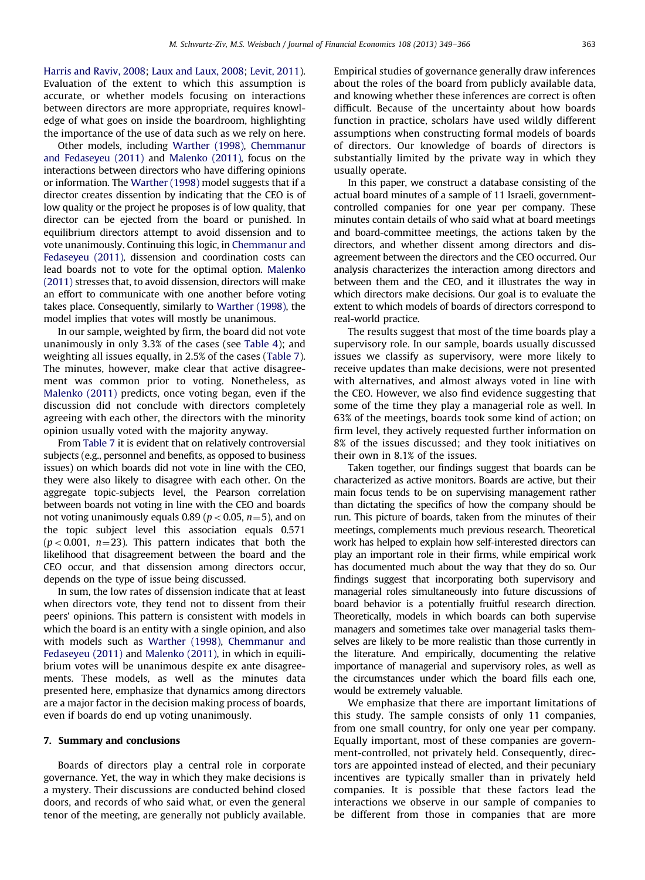Harris and Raviv, 2008; Laux and Laux, 2008; Levit, 2011). Evaluation of the extent to which this assumption is accurate, or whether models focusing on interactions between directors are more appropriate, requires knowledge of what goes on inside the boardroom, highlighting the importance of the use of data such as we rely on here.

Other models, including Warther (1998), Chemmanur and Fedaseyeu (2011) and Malenko (2011), focus on the interactions between directors who have differing opinions or information. The Warther (1998) model suggests that if a director creates dissention by indicating that the CEO is of low quality or the project he proposes is of low quality, that director can be ejected from the board or punished. In equilibrium directors attempt to avoid dissension and to vote unanimously. Continuing this logic, in Chemmanur and Fedaseyeu (2011), dissension and coordination costs can lead boards not to vote for the optimal option. Malenko (2011) stresses that, to avoid dissension, directors will make an effort to communicate with one another before voting takes place. Consequently, similarly to Warther (1998), the model implies that votes will mostly be unanimous.

In our sample, weighted by firm, the board did not vote unanimously in only 3.3% of the cases (see Table 4); and weighting all issues equally, in 2.5% of the cases (Table 7). The minutes, however, make clear that active disagreement was common prior to voting. Nonetheless, as Malenko (2011) predicts, once voting began, even if the discussion did not conclude with directors completely agreeing with each other, the directors with the minority opinion usually voted with the majority anyway.

From Table 7 it is evident that on relatively controversial subjects (e.g., personnel and benefits, as opposed to business issues) on which boards did not vote in line with the CEO, they were also likely to disagree with each other. On the aggregate topic-subjects level, the Pearson correlation between boards not voting in line with the CEO and boards not voting unanimously equals 0.89 ($p<0.05$, $n=5$), and on the topic subject level this association equals 0.571 ($p<0.001$, $n=23$). This pattern indicates that both the likelihood that disagreement between the board and the CEO occur, and that dissension among directors occur, depends on the type of issue being discussed.

In sum, the low rates of dissension indicate that at least when directors vote, they tend not to dissent from their peers' opinions. This pattern is consistent with models in which the board is an entity with a single opinion, and also with models such as Warther (1998), Chemmanur and Fedaseyeu (2011) and Malenko (2011), in which in equilibrium votes will be unanimous despite ex ante disagreements. These models, as well as the minutes data presented here, emphasize that dynamics among directors are a major factor in the decision making process of boards, even if boards do end up voting unanimously.

## 7. Summary and conclusions

Boards of directors play a central role in corporate governance. Yet, the way in which they make decisions is a mystery. Their discussions are conducted behind closed doors, and records of who said what, or even the general tenor of the meeting, are generally not publicly available. Empirical studies of governance generally draw inferences about the roles of the board from publicly available data, and knowing whether these inferences are correct is often difficult. Because of the uncertainty about how boards function in practice, scholars have used wildly different assumptions when constructing formal models of boards of directors. Our knowledge of boards of directors is substantially limited by the private way in which they usually operate.

In this paper, we construct a database consisting of the actual board minutes of a sample of 11 Israeli, government-controlled companies for one year per company. These minutes contain details of who said what at board meetings and board-committee meetings, the actions taken by the directors, and whether dissent among directors and disagreement between the directors and the CEO occurred. Our analysis characterizes the interaction among directors and between them and the CEO, and it illustrates the way in which directors make decisions. Our goal is to evaluate the extent to which models of boards of directors correspond to real-world practice.

The results suggest that most of the time boards play a supervisory role. In our sample, boards usually discussed issues we classify as supervisory, were more likely to receive updates than make decisions, were not presented with alternatives, and almost always voted in line with the CEO. However, we also find evidence suggesting that some of the time they play a managerial role as well. In 63% of the meetings, boards took some kind of action; on firm level, they actively requested further information on 8% of the issues discussed; and they took initiatives on their own in 8.1% of the issues.

Taken together, our findings suggest that boards can be characterized as active monitors. Boards are active, but their main focus tends to be on supervising management rather than dictating the specifics of how the company should be run. This picture of boards, taken from the minutes of their meetings, complements much previous research. Theoretical work has helped to explain how self-interested directors can play an important role in their firms, while empirical work has documented much about the way that they do so. Our findings suggest that incorporating both supervisory and managerial roles simultaneously into future discussions of board behavior is a potentially fruitful research direction. Theoretically, models in which boards can both supervise managers and sometimes take over managerial tasks themselves are likely to be more realistic than those currently in the literature. And empirically, documenting the relative importance of managerial and supervisory roles, as well as the circumstances under which the board fills each one, would be extremely valuable.

We emphasize that there are important limitations of this study. The sample consists of only 11 companies, from one small country, for only one year per company. Equally important, most of these companies are government-controlled, not privately held. Consequently, directors are appointed instead of elected, and their pecuniary incentives are typically smaller than in privately held companies. It is possible that these factors lead the interactions we observe in our sample of companies to be different from those in companies that are more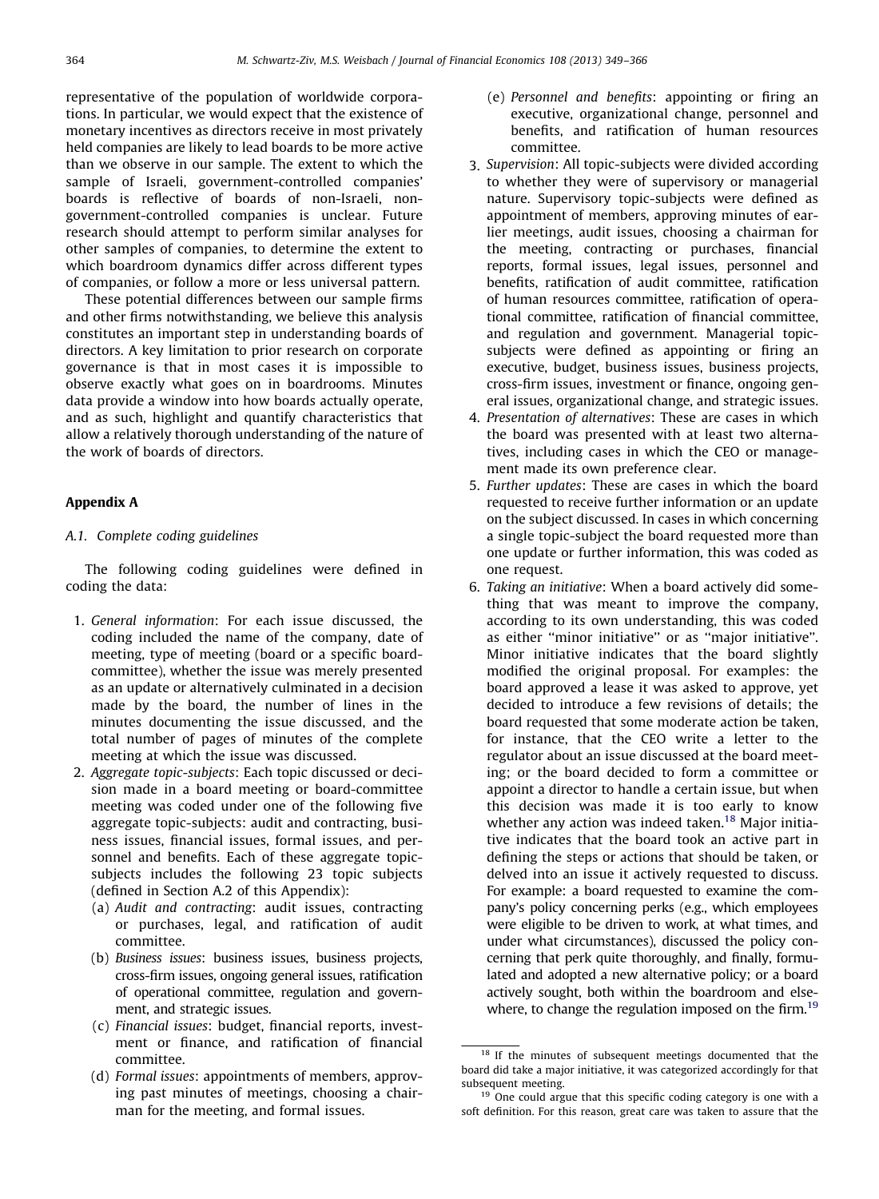representative of the population of worldwide corporations. In particular, we would expect that the existence of monetary incentives as directors receive in most privately held companies are likely to lead boards to be more active than we observe in our sample. The extent to which the sample of Israeli, government-controlled companies' boards is reflective of boards of non-Israeli, non-government-controlled companies is unclear. Future research should attempt to perform similar analyses for other samples of companies, to determine the extent to which boardroom dynamics differ across different types of companies, or follow a more or less universal pattern.

These potential differences between our sample firms and other firms notwithstanding, we believe this analysis constitutes an important step in understanding boards of directors. A key limitation to prior research on corporate governance is that in most cases it is impossible to observe exactly what goes on in boardrooms. Minutes data provide a window into how boards actually operate, and as such, highlight and quantify characteristics that allow a relatively thorough understanding of the nature of the work of boards of directors.

## Appendix A

### A.1. Complete coding guidelines

The following coding guidelines were defined in coding the data:

1. *General information*: For each issue discussed, the coding included the name of the company, date of meeting, type of meeting (board or a specific board-committee), whether the issue was merely presented as an update or alternatively culminated in a decision made by the board, the number of lines in the minutes documenting the issue discussed, and the total number of pages of minutes of the complete meeting at which the issue was discussed.
2. *Aggregate topic-subjects*: Each topic discussed or decision made in a board meeting or board-committee meeting was coded under one of the following five aggregate topic-subjects: audit and contracting, business issues, financial issues, formal issues, and personnel and benefits. Each of these aggregate topic-subjects includes the following 23 topic subjects (defined in Section A.2 of this Appendix):
   - (a) *Audit and contracting*: audit issues, contracting or purchases, legal, and ratification of audit committee.
   - (b) *Business issues*: business issues, business projects, cross-firm issues, ongoing general issues, ratification of operational committee, regulation and government, and strategic issues.
   - (c) *Financial issues*: budget, financial reports, investment or finance, and ratification of financial committee.
   - (d) *Formal issues*: appointments of members, approving past minutes of meetings, choosing a chairman for the meeting, and formal issues.
   - (e) *Personnel and benefits*: appointing or firing an executive, organizational change, personnel and benefits, and ratification of human resources committee.
3. *Supervision*: All topic-subjects were divided according to whether they were of supervisory or managerial nature. Supervisory topic-subjects were defined as appointment of members, approving minutes of earlier meetings, audit issues, choosing a chairman for the meeting, contracting or purchases, financial reports, formal issues, legal issues, personnel and benefits, ratification of audit committee, ratification of human resources committee, ratification of operational committee, ratification of financial committee, and regulation and government. Managerial topic-subjects were defined as appointing or firing an executive, budget, business issues, business projects, cross-firm issues, investment or finance, ongoing general issues, organizational change, and strategic issues.
4. *Presentation of alternatives*: These are cases in which the board was presented with at least two alternatives, including cases in which the CEO or management made its own preference clear.
5. *Further updates*: These are cases in which the board requested to receive further information or an update on the subject discussed. In cases in which concerning a single topic-subject the board requested more than one update or further information, this was coded as one request.
6. *Taking an initiative*: When a board actively did something that was meant to improve the company, according to its own understanding, this was coded as either "minor initiative" or as "major initiative". Minor initiative indicates that the board slightly modified the original proposal. For examples: the board approved a lease it was asked to approve, yet decided to introduce a few revisions of details; the board requested that some moderate action be taken, for instance, that the CEO write a letter to the regulator about an issue discussed at the board meeting; or the board decided to form a committee or appoint a director to handle a certain issue, but when this decision was made it is too early to know whether any action was indeed taken.[18] Major initiative indicates that the board took an active part in defining the steps or actions that should be taken, or delved into an issue it actively requested to discuss. For example: a board requested to examine the company's policy concerning perks (e.g., which employees were eligible to be driven to work, at what times, and under what circumstances), discussed the policy concerning that perk quite thoroughly, and finally, formulated and adopted a new alternative policy; or a board actively sought, both within the boardroom and elsewhere, to change the regulation imposed on the firm.[19]

---

[18] If the minutes of subsequent meetings documented that the board did take a major initiative, it was categorized accordingly for that subsequent meeting.

[19] One could argue that this specific coding category is one with a soft definition. For this reason, great care was taken to assure that the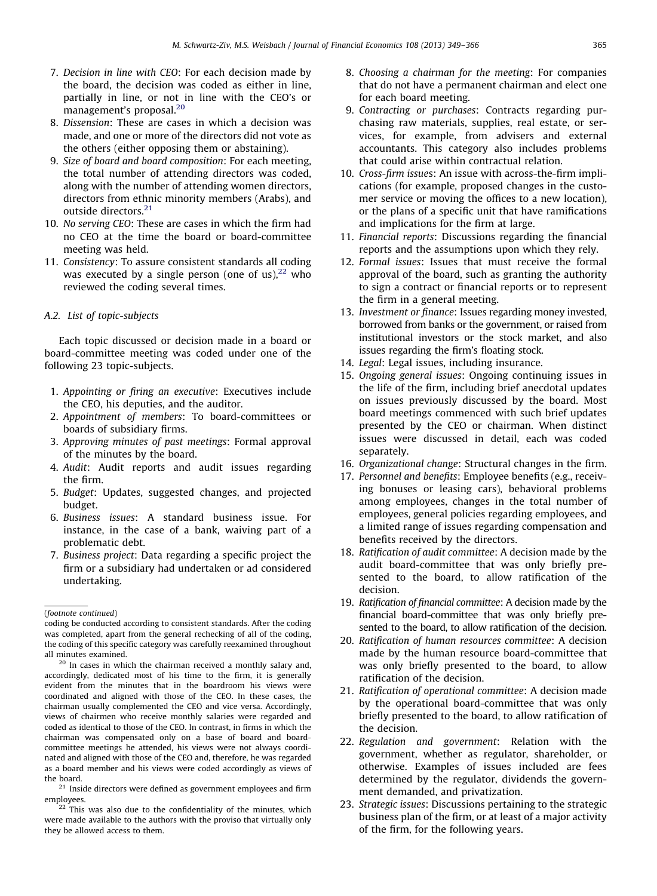7. *Decision in line with CEO*: For each decision made by the board, the decision was coded as either in line, partially in line, or not in line with the CEO's or management's proposal.[20]
8. *Dissension*: These are cases in which a decision was made, and one or more of the directors did not vote as the others (either opposing them or abstaining).
9. *Size of board and board composition*: For each meeting, the total number of attending directors was coded, along with the number of attending women directors, directors from ethnic minority members (Arabs), and outside directors.[21]
10. *No serving CEO*: These are cases in which the firm had no CEO at the time the board or board-committee meeting was held.
11. *Consistency*: To assure consistent standards all coding was executed by a single person (one of us),[22] who reviewed the coding several times.

### A.2. List of topic-subjects

Each topic discussed or decision made in a board or board-committee meeting was coded under one of the following 23 topic-subjects.

1. *Appointing or firing an executive*: Executives include the CEO, his deputies, and the auditor.
2. *Appointment of members*: To board-committees or boards of subsidiary firms.
3. *Approving minutes of past meetings*: Formal approval of the minutes by the board.
4. *Audit*: Audit reports and audit issues regarding the firm.
5. *Budget*: Updates, suggested changes, and projected budget.
6. *Business issues*: A standard business issue. For instance, in the case of a bank, waiving part of a problematic debt.
7. *Business project*: Data regarding a specific project the firm or a subsidiary had undertaken or ad considered undertaking.
8. *Choosing a chairman for the meeting*: For companies that do not have a permanent chairman and elect one for each board meeting.
9. *Contracting or purchases*: Contracts regarding purchasing raw materials, supplies, real estate, or services, for example, from advisers and external accountants. This category also includes problems that could arise within contractual relation.
10. *Cross-firm issues*: An issue with across-the-firm implications (for example, proposed changes in the customer service or moving the offices to a new location), or the plans of a specific unit that have ramifications and implications for the firm at large.
11. *Financial reports*: Discussions regarding the financial reports and the assumptions upon which they rely.
12. *Formal issues*: Issues that must receive the formal approval of the board, such as granting the authority to sign a contract or financial reports or to represent the firm in a general meeting.
13. *Investment or finance*: Issues regarding money invested, borrowed from banks or the government, or raised from institutional investors or the stock market, and also issues regarding the firm's floating stock.
14. *Legal*: Legal issues, including insurance.
15. *Ongoing general issues*: Ongoing continuing issues in the life of the firm, including brief anecdotal updates on issues previously discussed by the board. Most board meetings commenced with such brief updates presented by the CEO or chairman. When distinct issues were discussed in detail, each was coded separately.
16. *Organizational change*: Structural changes in the firm.
17. *Personnel and benefits*: Employee benefits (e.g., receiving bonuses or leasing cars), behavioral problems among employees, changes in the total number of employees, general policies regarding employees, and a limited range of issues regarding compensation and benefits received by the directors.
18. *Ratification of audit committee*: A decision made by the audit board-committee that was only briefly presented to the board, to allow ratification of the decision.
19. *Ratification of financial committee*: A decision made by the financial board-committee that was only briefly presented to the board, to allow ratification of the decision.
20. *Ratification of human resources committee*: A decision made by the human resource board-committee that was only briefly presented to the board, to allow ratification of the decision.
21. *Ratification of operational committee*: A decision made by the operational board-committee that was only briefly presented to the board, to allow ratification of the decision.
22. *Regulation and government*: Relation with the government, whether as regulator, shareholder, or otherwise. Examples of issues included are fees determined by the regulator, dividends the government demanded, and privatization.
23. *Strategic issues*: Discussions pertaining to the strategic business plan of the firm, or at least of a major activity of the firm, for the following years.

---

(*footnote continued*)

coding be conducted according to consistent standards. After the coding was completed, apart from the general rechecking of all of the coding, the coding of this specific category was carefully reexamined throughout all minutes examined.

[20] In cases in which the chairman received a monthly salary and, accordingly, dedicated most of his time to the firm, it is generally evident from the minutes that in the boardroom his views were coordinated and aligned with those of the CEO. In these cases, the chairman usually complemented the CEO and vice versa. Accordingly, views of chairmen who receive monthly salaries were regarded and coded as identical to those of the CEO. In contrast, in firms in which the chairman was compensated only on a base of board and board-committee meetings he attended, his views were not always coordinated and aligned with those of the CEO and, therefore, he was regarded as a board member and his views were coded accordingly as views of the board.

[21] Inside directors were defined as government employees and firm employees.

[22] This was also due to the confidentiality of the minutes, which were made available to the authors with the proviso that virtually only they be allowed access to them.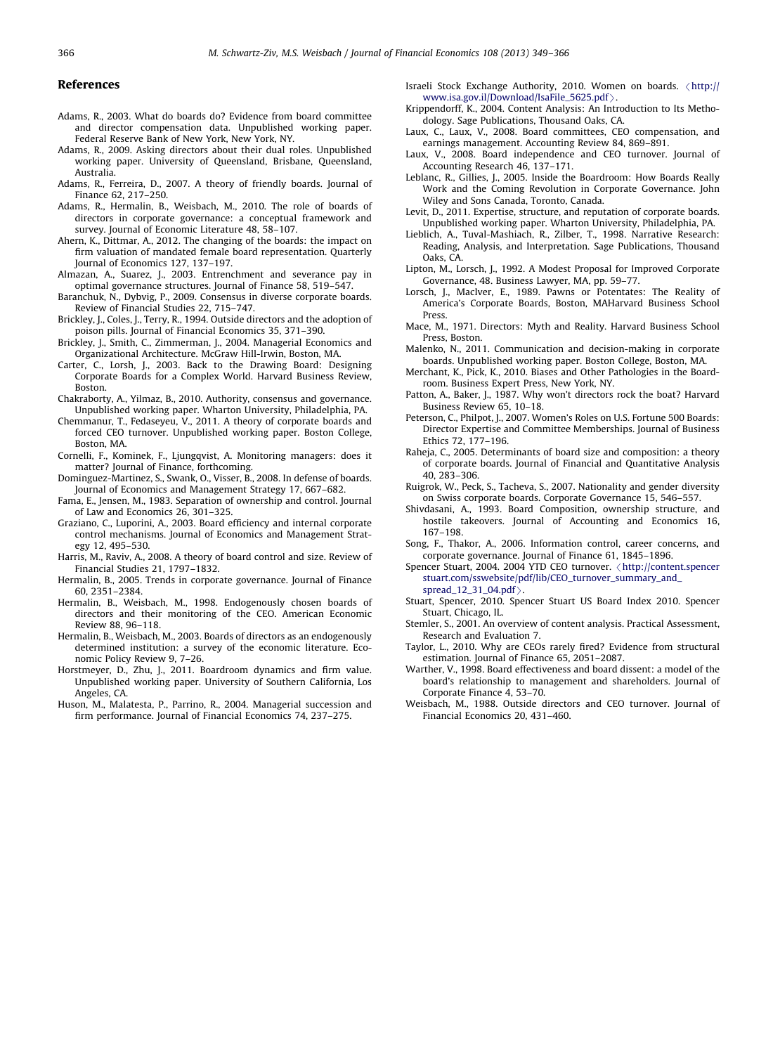## References

Adams, R., 2003. What do boards do? Evidence from board committee and director compensation data. Unpublished working paper. Federal Reserve Bank of New York, New York, NY.

Adams, R., 2009. Asking directors about their dual roles. Unpublished working paper. University of Queensland, Brisbane, Queensland, Australia.

Adams, R., Ferreira, D., 2007. A theory of friendly boards. Journal of Finance 62, 217–250.

Adams, R., Hermalin, B., Weisbach, M., 2010. The role of boards of directors in corporate governance: a conceptual framework and survey. Journal of Economic Literature 48, 58–107.

Ahern, K., Dittmar, A., 2012. The changing of the boards: the impact on firm valuation of mandated female board representation. Quarterly Journal of Economics 127, 137–197.

Almazan, A., Suarez, J., 2003. Entrenchment and severance pay in optimal governance structures. Journal of Finance 58, 519–547.

Baranchuk, N., Dybvig, P., 2009. Consensus in diverse corporate boards. Review of Financial Studies 22, 715–747.

Brickley, J., Coles, J., Terry, R., 1994. Outside directors and the adoption of poison pills. Journal of Financial Economics 35, 371–390.

Brickley, J., Smith, C., Zimmerman, J., 2004. Managerial Economics and Organizational Architecture. McGraw Hill-Irwin, Boston, MA.

Carter, C., Lorsh, J., 2003. Back to the Drawing Board: Designing Corporate Boards for a Complex World. Harvard Business Review, Boston.

Chakraborty, A., Yilmaz, B., 2010. Authority, consensus and governance. Unpublished working paper. Wharton University, Philadelphia, PA.

Chemmanur, T., Fedaseyeu, V., 2011. A theory of corporate boards and forced CEO turnover. Unpublished working paper. Boston College, Boston, MA.

Cornelli, F., Kominek, F., Ljungqvist, A. Monitoring managers: does it matter? Journal of Finance, forthcoming.

Dominguez-Martinez, S., Swank, O., Visser, B., 2008. In defense of boards. Journal of Economics and Management Strategy 17, 667–682.

Fama, E., Jensen, M., 1983. Separation of ownership and control. Journal of Law and Economics 26, 301–325.

Graziano, C., Luporini, A., 2003. Board efficiency and internal corporate control mechanisms. Journal of Economics and Management Strategy 12, 495–530.

Harris, M., Raviv, A., 2008. A theory of board control and size. Review of Financial Studies 21, 1797–1832.

Hermalin, B., 2005. Trends in corporate governance. Journal of Finance 60, 2351–2384.

Hermalin, B., Weisbach, M., 1998. Endogenously chosen boards of directors and their monitoring of the CEO. American Economic Review 88, 96–118.

Hermalin, B., Weisbach, M., 2003. Boards of directors as an endogenously determined institution: a survey of the economic literature. Economic Policy Review 9, 7–26.

Horstmeyer, D., Zhu, J., 2011. Boardroom dynamics and firm value. Unpublished working paper. University of Southern California, Los Angeles, CA.

Huson, M., Malatesta, P., Parrino, R., 2004. Managerial succession and firm performance. Journal of Financial Economics 74, 237–275.

Israeli Stock Exchange Authority, 2010. Women on boards. 〈http://www.isa.gov.il/Download/IsaFile_5625.pdf〉.

Krippendorff, K., 2004. Content Analysis: An Introduction to Its Methodology. Sage Publications, Thousand Oaks, CA.

Laux, C., Laux, V., 2008. Board committees, CEO compensation, and earnings management. Accounting Review 84, 869–891.

Laux, V., 2008. Board independence and CEO turnover. Journal of Accounting Research 46, 137–171.

Leblanc, R., Gillies, J., 2005. Inside the Boardroom: How Boards Really Work and the Coming Revolution in Corporate Governance. John Wiley and Sons Canada, Toronto, Canada.

Levit, D., 2011. Expertise, structure, and reputation of corporate boards. Unpublished working paper. Wharton University, Philadelphia, PA.

Lieblich, A., Tuval-Mashiach, R., Zilber, T., 1998. Narrative Research: Reading, Analysis, and Interpretation. Sage Publications, Thousand Oaks, CA.

Lipton, M., Lorsch, J., 1992. A Modest Proposal for Improved Corporate Governance, 48. Business Lawyer, MA, pp. 59–77.

Lorsch, J., MacIver, E., 1989. Pawns or Potentates: The Reality of America's Corporate Boards, Boston, MAHarvard Business School Press.

Mace, M., 1971. Directors: Myth and Reality. Harvard Business School Press, Boston.

Malenko, N., 2011. Communication and decision-making in corporate boards. Unpublished working paper. Boston College, Boston, MA.

Merchant, K., Pick, K., 2010. Biases and Other Pathologies in the Boardroom. Business Expert Press, New York, NY.

Patton, A., Baker, J., 1987. Why won't directors rock the boat? Harvard Business Review 65, 10–18.

Peterson, C., Philpot, J., 2007. Women's Roles on U.S. Fortune 500 Boards: Director Expertise and Committee Memberships. Journal of Business Ethics 72, 177–196.

Raheja, C., 2005. Determinants of board size and composition: a theory of corporate boards. Journal of Financial and Quantitative Analysis 40, 283–306.

Ruigrok, W., Peck, S., Tacheva, S., 2007. Nationality and gender diversity on Swiss corporate boards. Corporate Governance 15, 546–557.

Shivdasani, A., 1993. Board Composition, ownership structure, and hostile takeovers. Journal of Accounting and Economics 16, 167–198.

Song, F., Thakor, A., 2006. Information control, career concerns, and corporate governance. Journal of Finance 61, 1845–1896.

Spencer Stuart, 2004. 2004 YTD CEO turnover. 〈http://content.spencerstuart.com/sswebsite/pdf/lib/CEO_turnover_summary_and_spread_12_31_04.pdf〉.

Stuart, Spencer, 2010. Spencer Stuart US Board Index 2010. Spencer Stuart, Chicago, IL.

Stemler, S., 2001. An overview of content analysis. Practical Assessment, Research and Evaluation 7.

Taylor, L., 2010. Why are CEOs rarely fired? Evidence from structural estimation. Journal of Finance 65, 2051–2087.

Warther, V., 1998. Board effectiveness and board dissent: a model of the board's relationship to management and shareholders. Journal of Corporate Finance 4, 53–70.

Weisbach, M., 1988. Outside directors and CEO turnover. Journal of Financial Economics 20, 431–460.